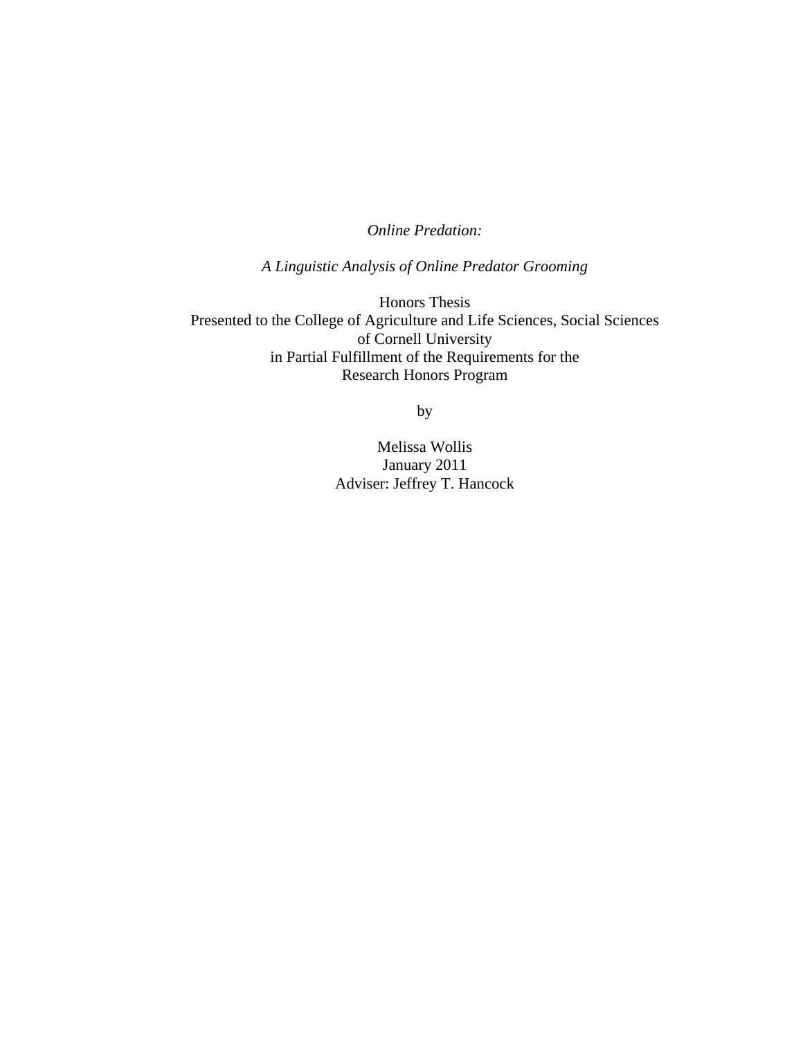*Online Predation:*

*A Linguistic Analysis of Online Predator Grooming*

Honors Thesis
Presented to the College of Agriculture and Life Sciences, Social Sciences
of Cornell University
in Partial Fulfillment of the Requirements for the
Research Honors Program

by

Melissa Wollis
January 2011
Adviser: Jeffrey T. Hancock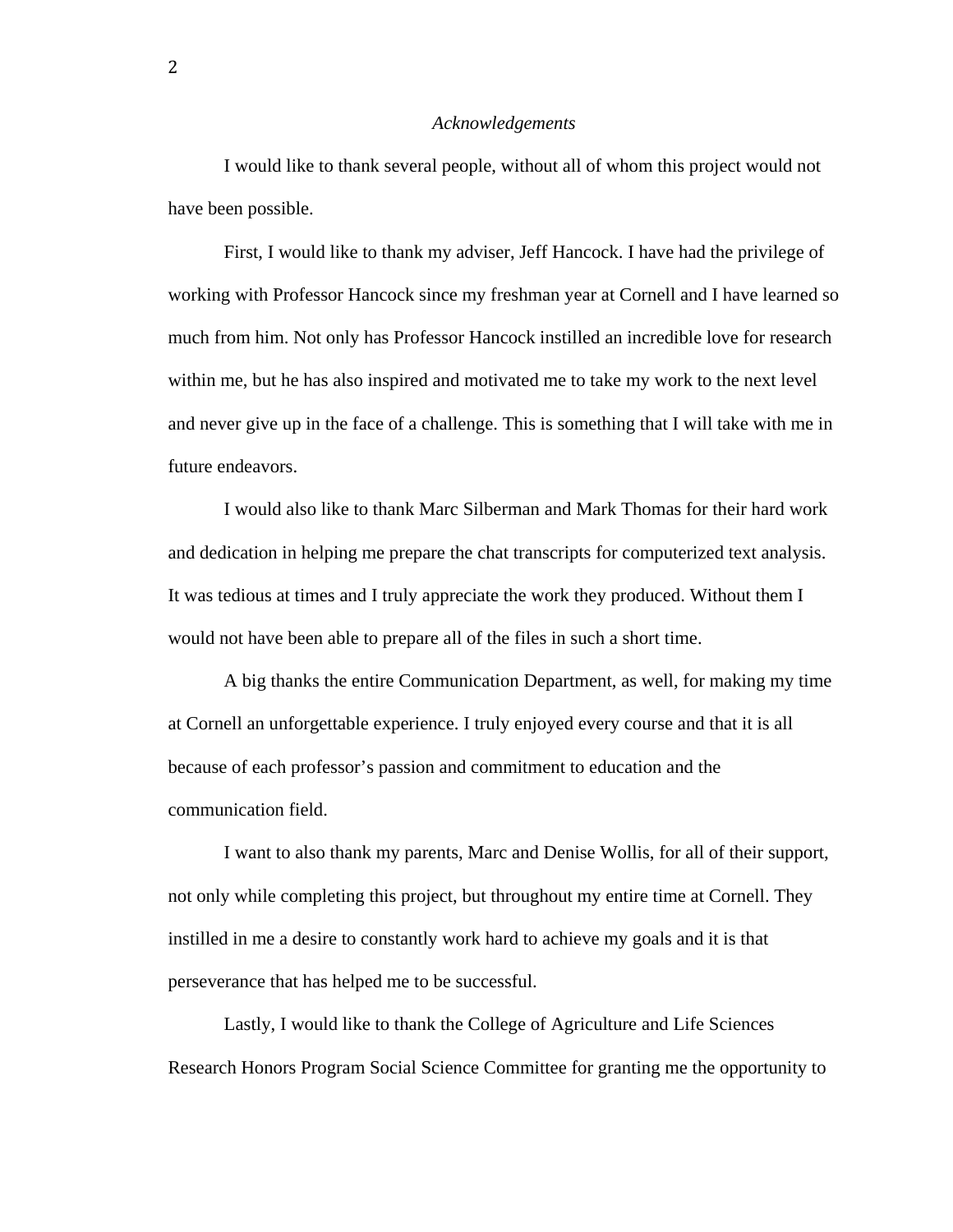*Acknowledgements*

I would like to thank several people, without all of whom this project would not have been possible.

First, I would like to thank my adviser, Jeff Hancock. I have had the privilege of working with Professor Hancock since my freshman year at Cornell and I have learned so much from him. Not only has Professor Hancock instilled an incredible love for research within me, but he has also inspired and motivated me to take my work to the next level and never give up in the face of a challenge. This is something that I will take with me in future endeavors.

I would also like to thank Marc Silberman and Mark Thomas for their hard work and dedication in helping me prepare the chat transcripts for computerized text analysis. It was tedious at times and I truly appreciate the work they produced. Without them I would not have been able to prepare all of the files in such a short time.

A big thanks the entire Communication Department, as well, for making my time at Cornell an unforgettable experience. I truly enjoyed every course and that it is all because of each professor's passion and commitment to education and the communication field.

I want to also thank my parents, Marc and Denise Wollis, for all of their support, not only while completing this project, but throughout my entire time at Cornell. They instilled in me a desire to constantly work hard to achieve my goals and it is that perseverance that has helped me to be successful.

Lastly, I would like to thank the College of Agriculture and Life Sciences Research Honors Program Social Science Committee for granting me the opportunity to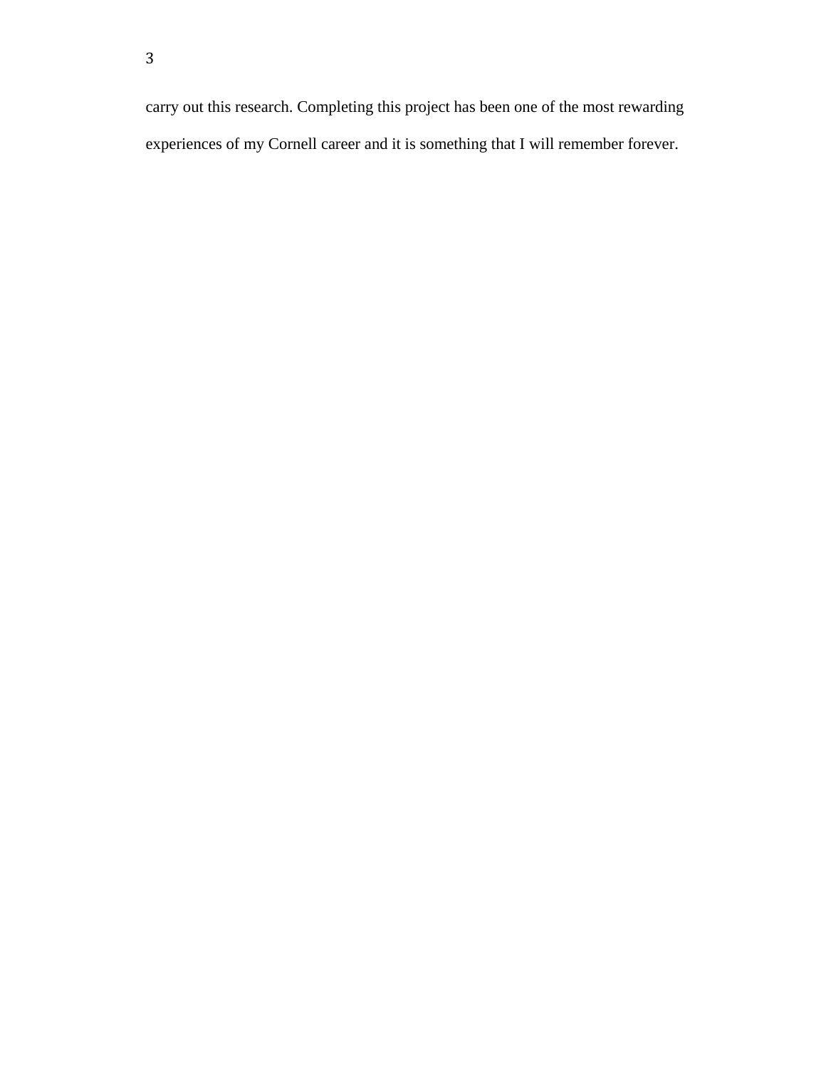carry out this research. Completing this project has been one of the most rewarding experiences of my Cornell career and it is something that I will remember forever.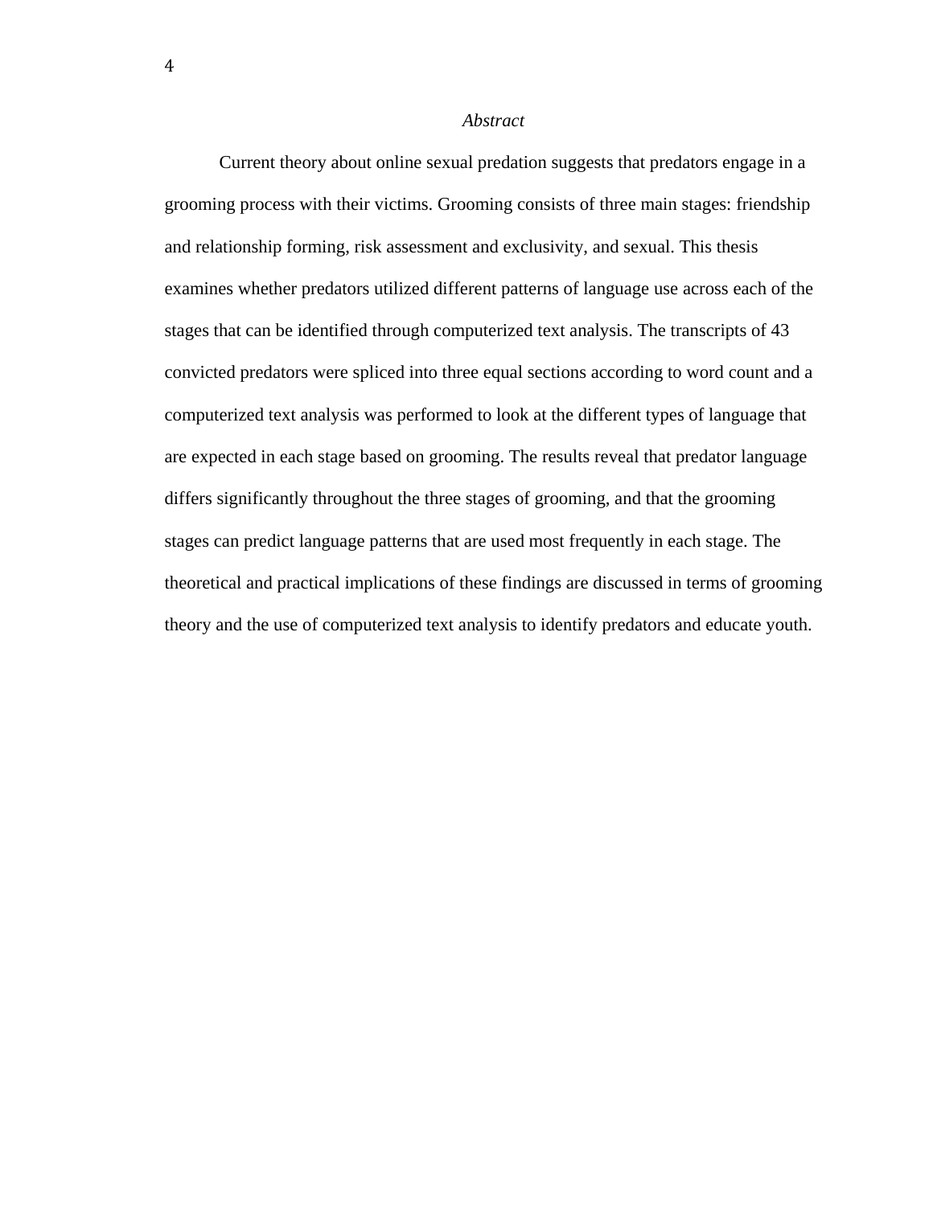*Abstract*

Current theory about online sexual predation suggests that predators engage in a grooming process with their victims. Grooming consists of three main stages: friendship and relationship forming, risk assessment and exclusivity, and sexual. This thesis examines whether predators utilized different patterns of language use across each of the stages that can be identified through computerized text analysis. The transcripts of 43 convicted predators were spliced into three equal sections according to word count and a computerized text analysis was performed to look at the different types of language that are expected in each stage based on grooming. The results reveal that predator language differs significantly throughout the three stages of grooming, and that the grooming stages can predict language patterns that are used most frequently in each stage. The theoretical and practical implications of these findings are discussed in terms of grooming theory and the use of computerized text analysis to identify predators and educate youth.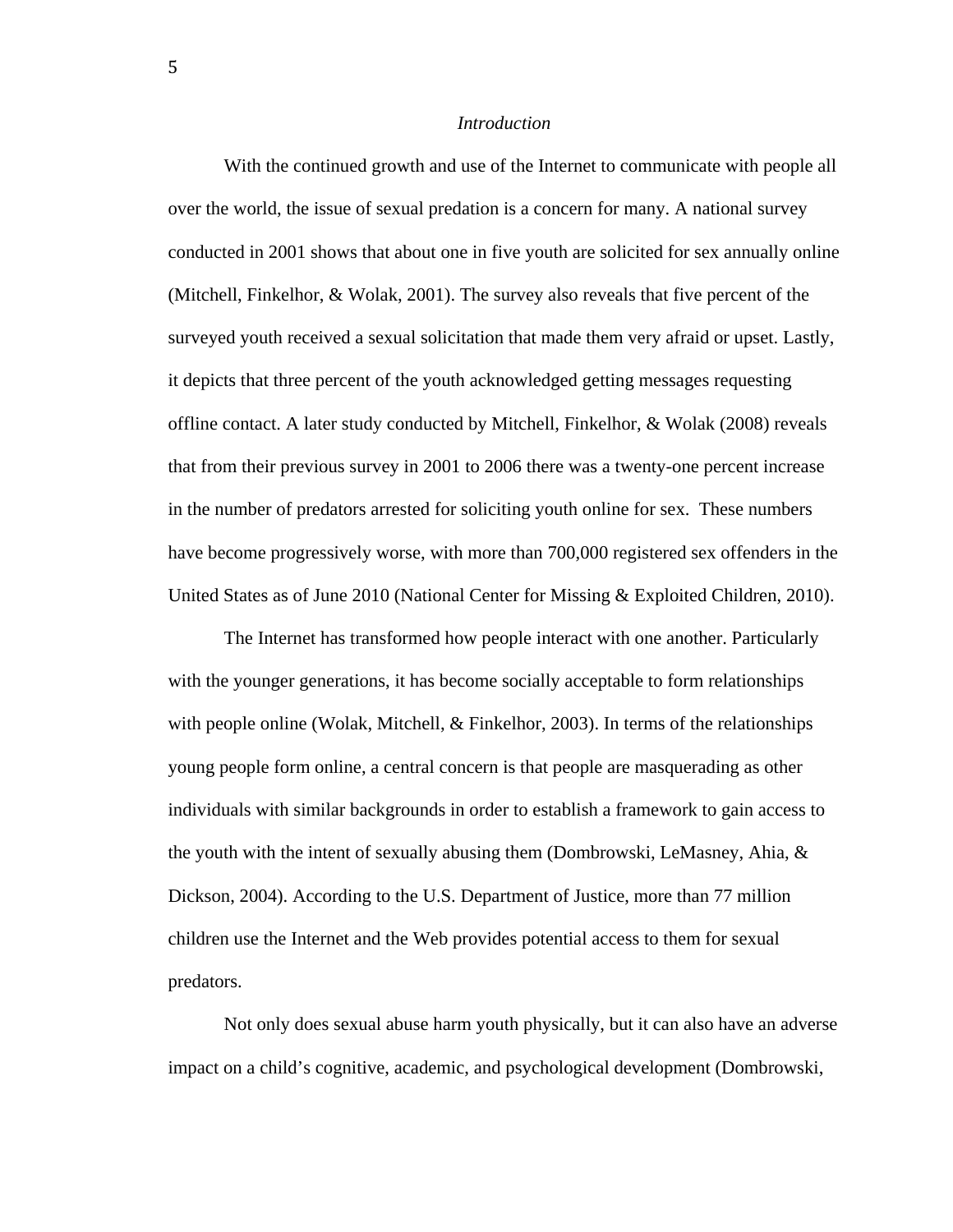## *Introduction*

With the continued growth and use of the Internet to communicate with people all over the world, the issue of sexual predation is a concern for many. A national survey conducted in 2001 shows that about one in five youth are solicited for sex annually online (Mitchell, Finkelhor, & Wolak, 2001). The survey also reveals that five percent of the surveyed youth received a sexual solicitation that made them very afraid or upset. Lastly, it depicts that three percent of the youth acknowledged getting messages requesting offline contact. A later study conducted by Mitchell, Finkelhor, & Wolak (2008) reveals that from their previous survey in 2001 to 2006 there was a twenty-one percent increase in the number of predators arrested for soliciting youth online for sex. These numbers have become progressively worse, with more than 700,000 registered sex offenders in the United States as of June 2010 (National Center for Missing & Exploited Children, 2010).

The Internet has transformed how people interact with one another. Particularly with the younger generations, it has become socially acceptable to form relationships with people online (Wolak, Mitchell, & Finkelhor, 2003). In terms of the relationships young people form online, a central concern is that people are masquerading as other individuals with similar backgrounds in order to establish a framework to gain access to the youth with the intent of sexually abusing them (Dombrowski, LeMasney, Ahia, & Dickson, 2004). According to the U.S. Department of Justice, more than 77 million children use the Internet and the Web provides potential access to them for sexual predators.

Not only does sexual abuse harm youth physically, but it can also have an adverse impact on a child's cognitive, academic, and psychological development (Dombrowski,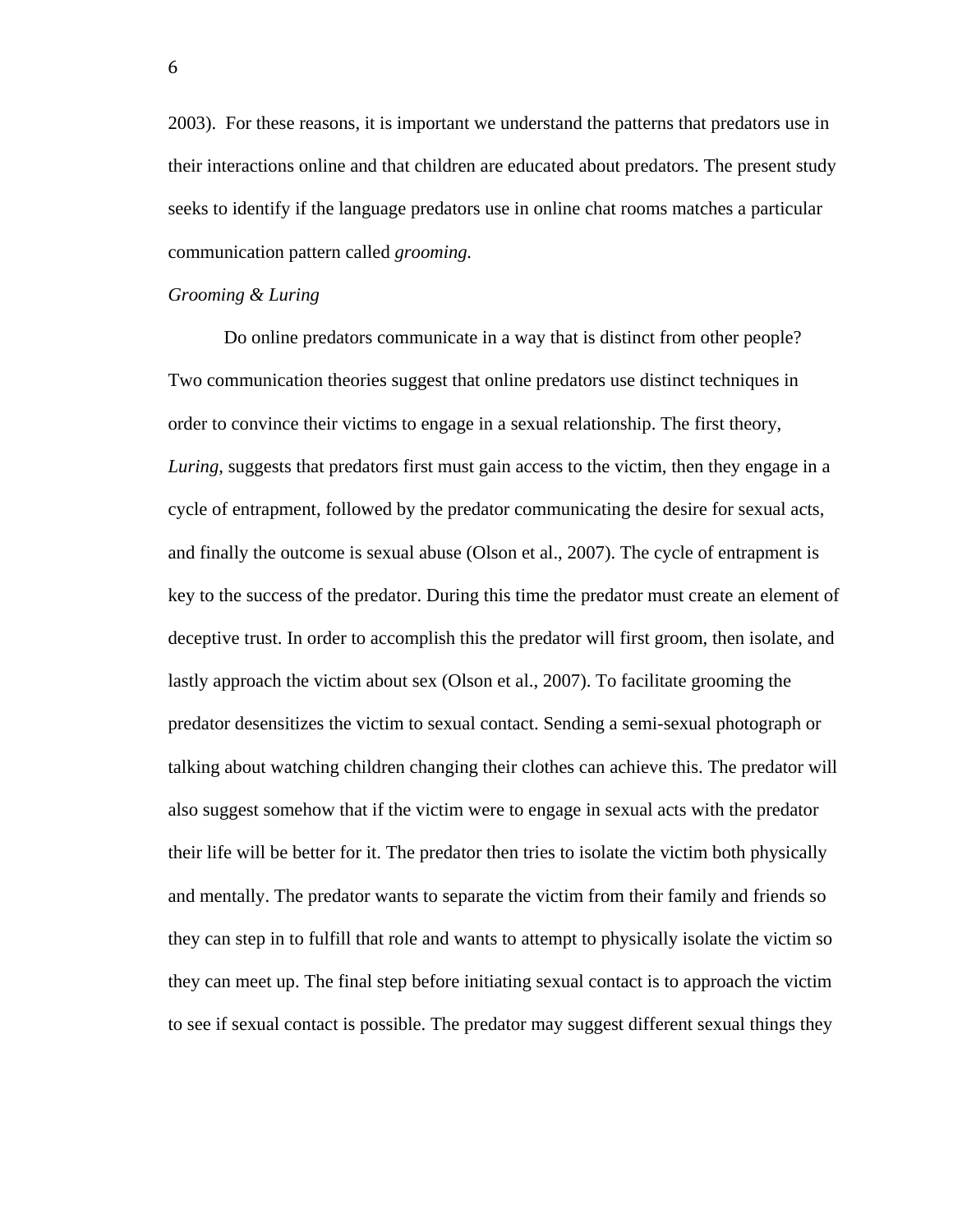2003). For these reasons, it is important we understand the patterns that predators use in their interactions online and that children are educated about predators. The present study seeks to identify if the language predators use in online chat rooms matches a particular communication pattern called *grooming.*

### *Grooming & Luring*

Do online predators communicate in a way that is distinct from other people? Two communication theories suggest that online predators use distinct techniques in order to convince their victims to engage in a sexual relationship. The first theory, *Luring*, suggests that predators first must gain access to the victim, then they engage in a cycle of entrapment, followed by the predator communicating the desire for sexual acts, and finally the outcome is sexual abuse (Olson et al., 2007). The cycle of entrapment is key to the success of the predator. During this time the predator must create an element of deceptive trust. In order to accomplish this the predator will first groom, then isolate, and lastly approach the victim about sex (Olson et al., 2007). To facilitate grooming the predator desensitizes the victim to sexual contact. Sending a semi-sexual photograph or talking about watching children changing their clothes can achieve this. The predator will also suggest somehow that if the victim were to engage in sexual acts with the predator their life will be better for it. The predator then tries to isolate the victim both physically and mentally. The predator wants to separate the victim from their family and friends so they can step in to fulfill that role and wants to attempt to physically isolate the victim so they can meet up. The final step before initiating sexual contact is to approach the victim to see if sexual contact is possible. The predator may suggest different sexual things they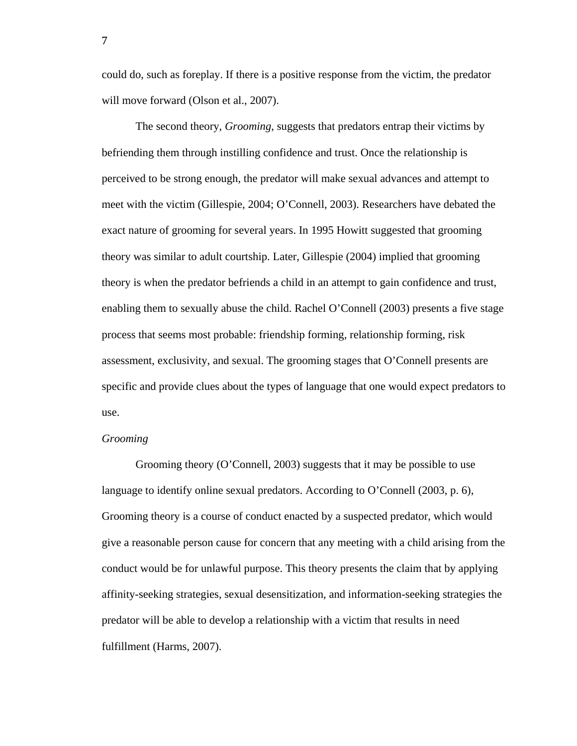could do, such as foreplay. If there is a positive response from the victim, the predator will move forward (Olson et al., 2007).

The second theory, *Grooming*, suggests that predators entrap their victims by befriending them through instilling confidence and trust. Once the relationship is perceived to be strong enough, the predator will make sexual advances and attempt to meet with the victim (Gillespie, 2004; O'Connell, 2003). Researchers have debated the exact nature of grooming for several years. In 1995 Howitt suggested that grooming theory was similar to adult courtship. Later, Gillespie (2004) implied that grooming theory is when the predator befriends a child in an attempt to gain confidence and trust, enabling them to sexually abuse the child. Rachel O'Connell (2003) presents a five stage process that seems most probable: friendship forming, relationship forming, risk assessment, exclusivity, and sexual. The grooming stages that O'Connell presents are specific and provide clues about the types of language that one would expect predators to use.

### *Grooming*

Grooming theory (O'Connell, 2003) suggests that it may be possible to use language to identify online sexual predators. According to O'Connell (2003, p. 6), Grooming theory is a course of conduct enacted by a suspected predator, which would give a reasonable person cause for concern that any meeting with a child arising from the conduct would be for unlawful purpose. This theory presents the claim that by applying affinity-seeking strategies, sexual desensitization, and information-seeking strategies the predator will be able to develop a relationship with a victim that results in need fulfillment (Harms, 2007).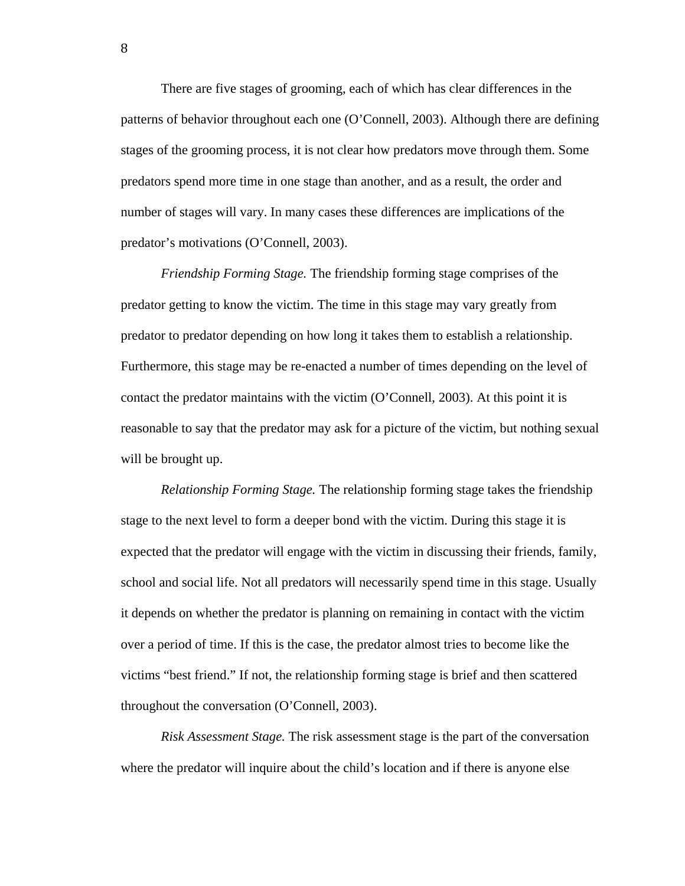There are five stages of grooming, each of which has clear differences in the patterns of behavior throughout each one (O'Connell, 2003). Although there are defining stages of the grooming process, it is not clear how predators move through them. Some predators spend more time in one stage than another, and as a result, the order and number of stages will vary. In many cases these differences are implications of the predator's motivations (O'Connell, 2003).

*Friendship Forming Stage.* The friendship forming stage comprises of the predator getting to know the victim. The time in this stage may vary greatly from predator to predator depending on how long it takes them to establish a relationship. Furthermore, this stage may be re-enacted a number of times depending on the level of contact the predator maintains with the victim (O'Connell, 2003). At this point it is reasonable to say that the predator may ask for a picture of the victim, but nothing sexual will be brought up.

*Relationship Forming Stage.* The relationship forming stage takes the friendship stage to the next level to form a deeper bond with the victim. During this stage it is expected that the predator will engage with the victim in discussing their friends, family, school and social life. Not all predators will necessarily spend time in this stage. Usually it depends on whether the predator is planning on remaining in contact with the victim over a period of time. If this is the case, the predator almost tries to become like the victims "best friend." If not, the relationship forming stage is brief and then scattered throughout the conversation (O'Connell, 2003).

*Risk Assessment Stage.* The risk assessment stage is the part of the conversation where the predator will inquire about the child's location and if there is anyone else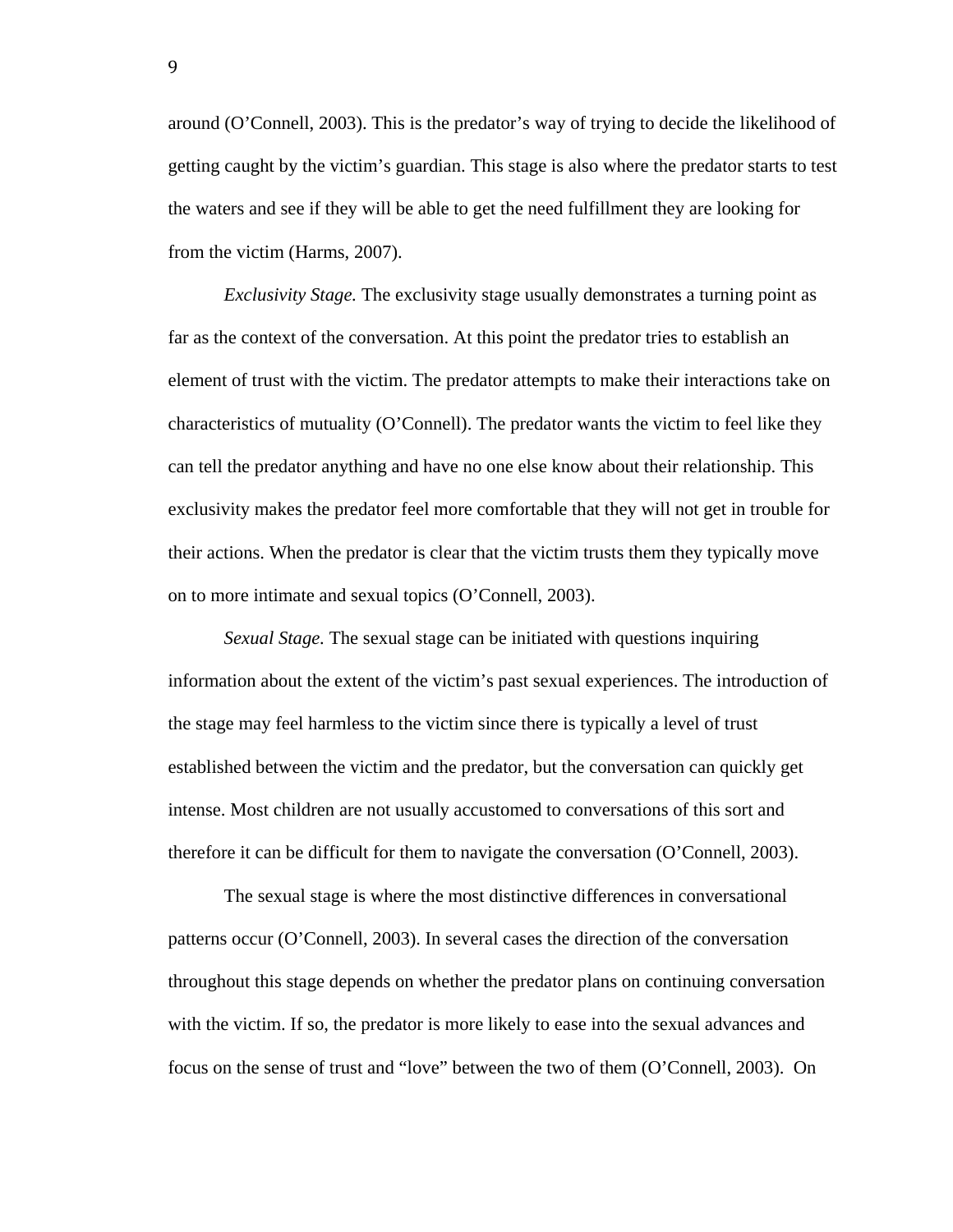around (O'Connell, 2003). This is the predator's way of trying to decide the likelihood of getting caught by the victim's guardian. This stage is also where the predator starts to test the waters and see if they will be able to get the need fulfillment they are looking for from the victim (Harms, 2007).

*Exclusivity Stage.* The exclusivity stage usually demonstrates a turning point as far as the context of the conversation. At this point the predator tries to establish an element of trust with the victim. The predator attempts to make their interactions take on characteristics of mutuality (O'Connell). The predator wants the victim to feel like they can tell the predator anything and have no one else know about their relationship. This exclusivity makes the predator feel more comfortable that they will not get in trouble for their actions. When the predator is clear that the victim trusts them they typically move on to more intimate and sexual topics (O'Connell, 2003).

*Sexual Stage.* The sexual stage can be initiated with questions inquiring information about the extent of the victim's past sexual experiences. The introduction of the stage may feel harmless to the victim since there is typically a level of trust established between the victim and the predator, but the conversation can quickly get intense. Most children are not usually accustomed to conversations of this sort and therefore it can be difficult for them to navigate the conversation (O'Connell, 2003).

The sexual stage is where the most distinctive differences in conversational patterns occur (O'Connell, 2003). In several cases the direction of the conversation throughout this stage depends on whether the predator plans on continuing conversation with the victim. If so, the predator is more likely to ease into the sexual advances and focus on the sense of trust and "love" between the two of them (O'Connell, 2003). On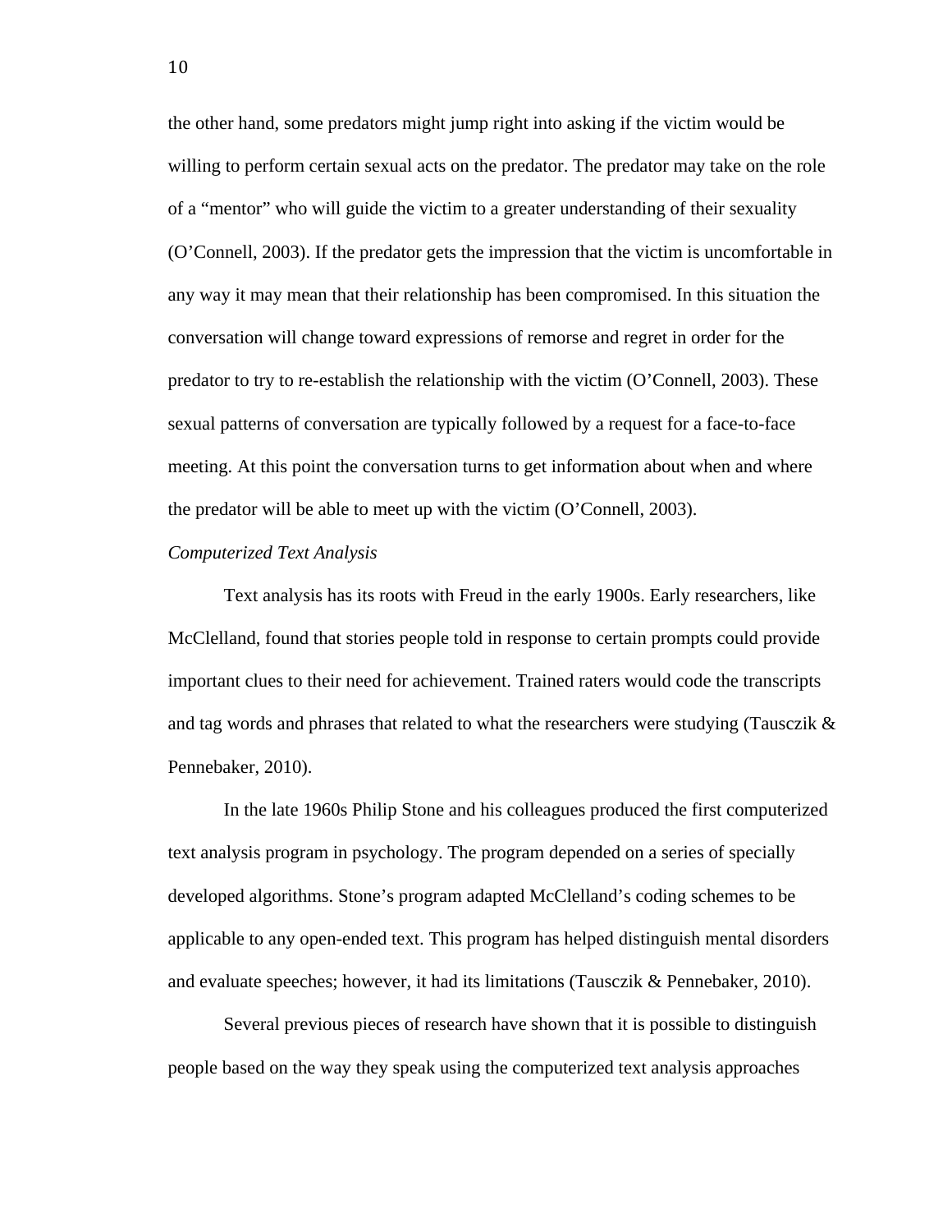the other hand, some predators might jump right into asking if the victim would be willing to perform certain sexual acts on the predator. The predator may take on the role of a "mentor" who will guide the victim to a greater understanding of their sexuality (O'Connell, 2003). If the predator gets the impression that the victim is uncomfortable in any way it may mean that their relationship has been compromised. In this situation the conversation will change toward expressions of remorse and regret in order for the predator to try to re-establish the relationship with the victim (O'Connell, 2003). These sexual patterns of conversation are typically followed by a request for a face-to-face meeting. At this point the conversation turns to get information about when and where the predator will be able to meet up with the victim (O'Connell, 2003).

### *Computerized Text Analysis*

Text analysis has its roots with Freud in the early 1900s. Early researchers, like McClelland, found that stories people told in response to certain prompts could provide important clues to their need for achievement. Trained raters would code the transcripts and tag words and phrases that related to what the researchers were studying (Tausczik & Pennebaker, 2010).

In the late 1960s Philip Stone and his colleagues produced the first computerized text analysis program in psychology. The program depended on a series of specially developed algorithms. Stone's program adapted McClelland's coding schemes to be applicable to any open-ended text. This program has helped distinguish mental disorders and evaluate speeches; however, it had its limitations (Tausczik & Pennebaker, 2010).

Several previous pieces of research have shown that it is possible to distinguish people based on the way they speak using the computerized text analysis approaches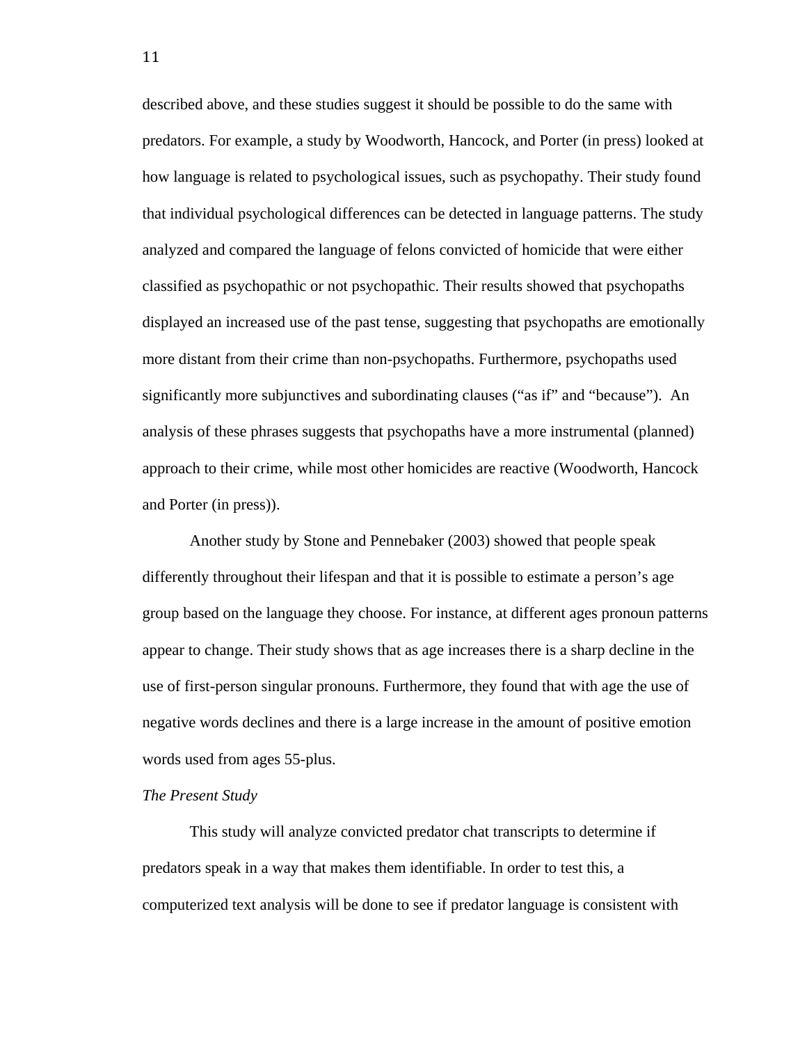described above, and these studies suggest it should be possible to do the same with predators. For example, a study by Woodworth, Hancock, and Porter (in press) looked at how language is related to psychological issues, such as psychopathy. Their study found that individual psychological differences can be detected in language patterns. The study analyzed and compared the language of felons convicted of homicide that were either classified as psychopathic or not psychopathic. Their results showed that psychopaths displayed an increased use of the past tense, suggesting that psychopaths are emotionally more distant from their crime than non-psychopaths. Furthermore, psychopaths used significantly more subjunctives and subordinating clauses ("as if" and "because"). An analysis of these phrases suggests that psychopaths have a more instrumental (planned) approach to their crime, while most other homicides are reactive (Woodworth, Hancock and Porter (in press)).

Another study by Stone and Pennebaker (2003) showed that people speak differently throughout their lifespan and that it is possible to estimate a person's age group based on the language they choose. For instance, at different ages pronoun patterns appear to change. Their study shows that as age increases there is a sharp decline in the use of first-person singular pronouns. Furthermore, they found that with age the use of negative words declines and there is a large increase in the amount of positive emotion words used from ages 55-plus.

*The Present Study*

This study will analyze convicted predator chat transcripts to determine if predators speak in a way that makes them identifiable. In order to test this, a computerized text analysis will be done to see if predator language is consistent with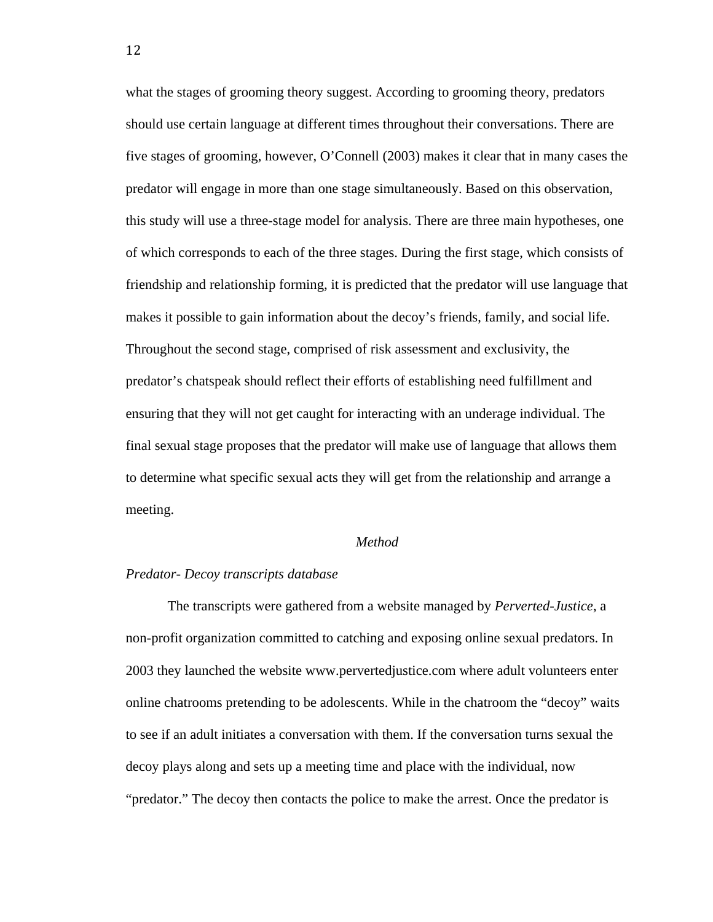what the stages of grooming theory suggest. According to grooming theory, predators should use certain language at different times throughout their conversations. There are five stages of grooming, however, O'Connell (2003) makes it clear that in many cases the predator will engage in more than one stage simultaneously. Based on this observation, this study will use a three-stage model for analysis. There are three main hypotheses, one of which corresponds to each of the three stages. During the first stage, which consists of friendship and relationship forming, it is predicted that the predator will use language that makes it possible to gain information about the decoy's friends, family, and social life. Throughout the second stage, comprised of risk assessment and exclusivity, the predator's chatspeak should reflect their efforts of establishing need fulfillment and ensuring that they will not get caught for interacting with an underage individual. The final sexual stage proposes that the predator will make use of language that allows them to determine what specific sexual acts they will get from the relationship and arrange a meeting.

## *Method*

### *Predator- Decoy transcripts database*

The transcripts were gathered from a website managed by *Perverted-Justice*, a non-profit organization committed to catching and exposing online sexual predators. In 2003 they launched the website www.pervertedjustice.com where adult volunteers enter online chatrooms pretending to be adolescents. While in the chatroom the "decoy" waits to see if an adult initiates a conversation with them. If the conversation turns sexual the decoy plays along and sets up a meeting time and place with the individual, now "predator." The decoy then contacts the police to make the arrest. Once the predator is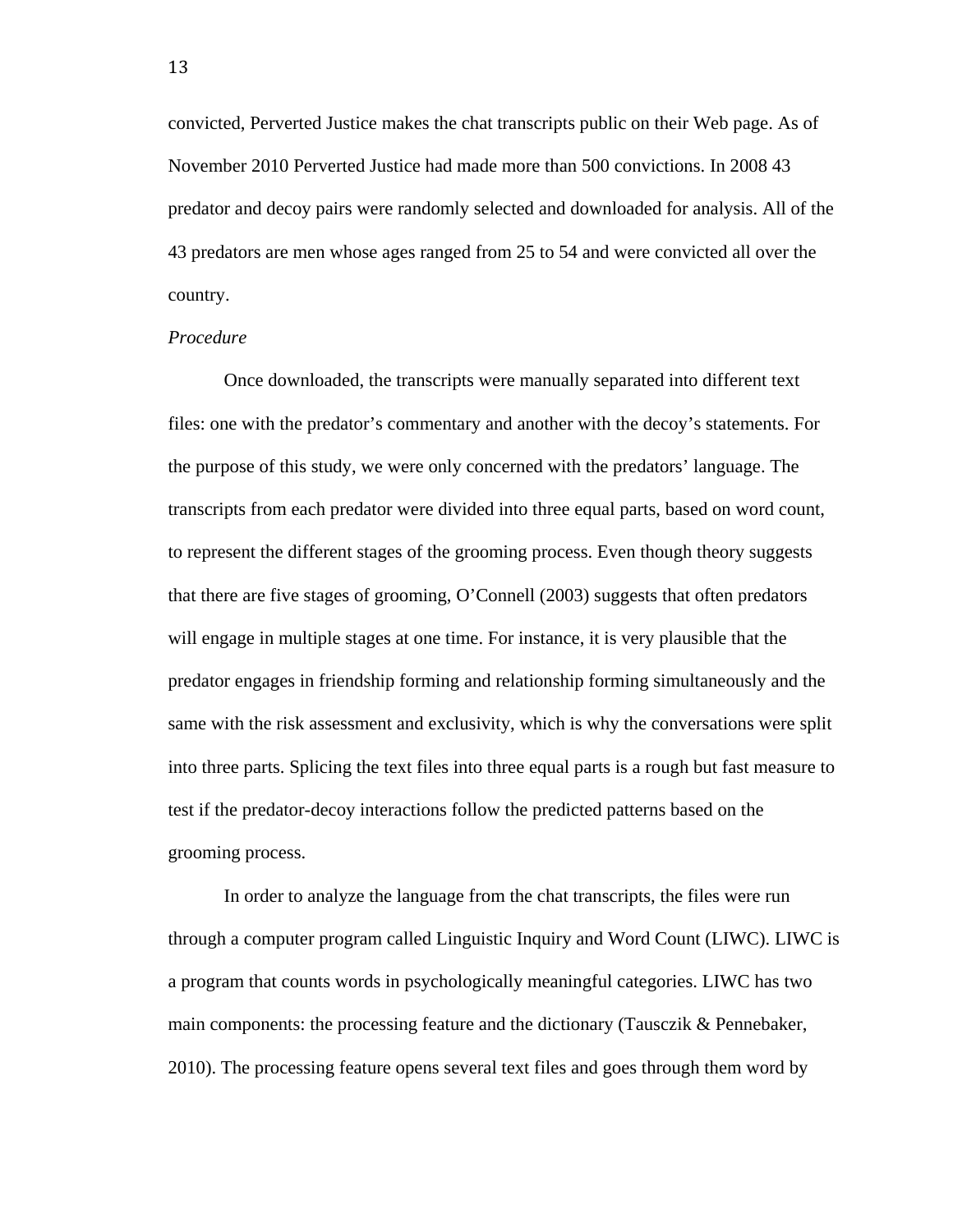convicted, Perverted Justice makes the chat transcripts public on their Web page. As of November 2010 Perverted Justice had made more than 500 convictions. In 2008 43 predator and decoy pairs were randomly selected and downloaded for analysis. All of the 43 predators are men whose ages ranged from 25 to 54 and were convicted all over the country.

*Procedure*

Once downloaded, the transcripts were manually separated into different text files: one with the predator's commentary and another with the decoy's statements. For the purpose of this study, we were only concerned with the predators' language. The transcripts from each predator were divided into three equal parts, based on word count, to represent the different stages of the grooming process. Even though theory suggests that there are five stages of grooming, O'Connell (2003) suggests that often predators will engage in multiple stages at one time. For instance, it is very plausible that the predator engages in friendship forming and relationship forming simultaneously and the same with the risk assessment and exclusivity, which is why the conversations were split into three parts. Splicing the text files into three equal parts is a rough but fast measure to test if the predator-decoy interactions follow the predicted patterns based on the grooming process.

In order to analyze the language from the chat transcripts, the files were run through a computer program called Linguistic Inquiry and Word Count (LIWC). LIWC is a program that counts words in psychologically meaningful categories. LIWC has two main components: the processing feature and the dictionary (Tausczik & Pennebaker, 2010). The processing feature opens several text files and goes through them word by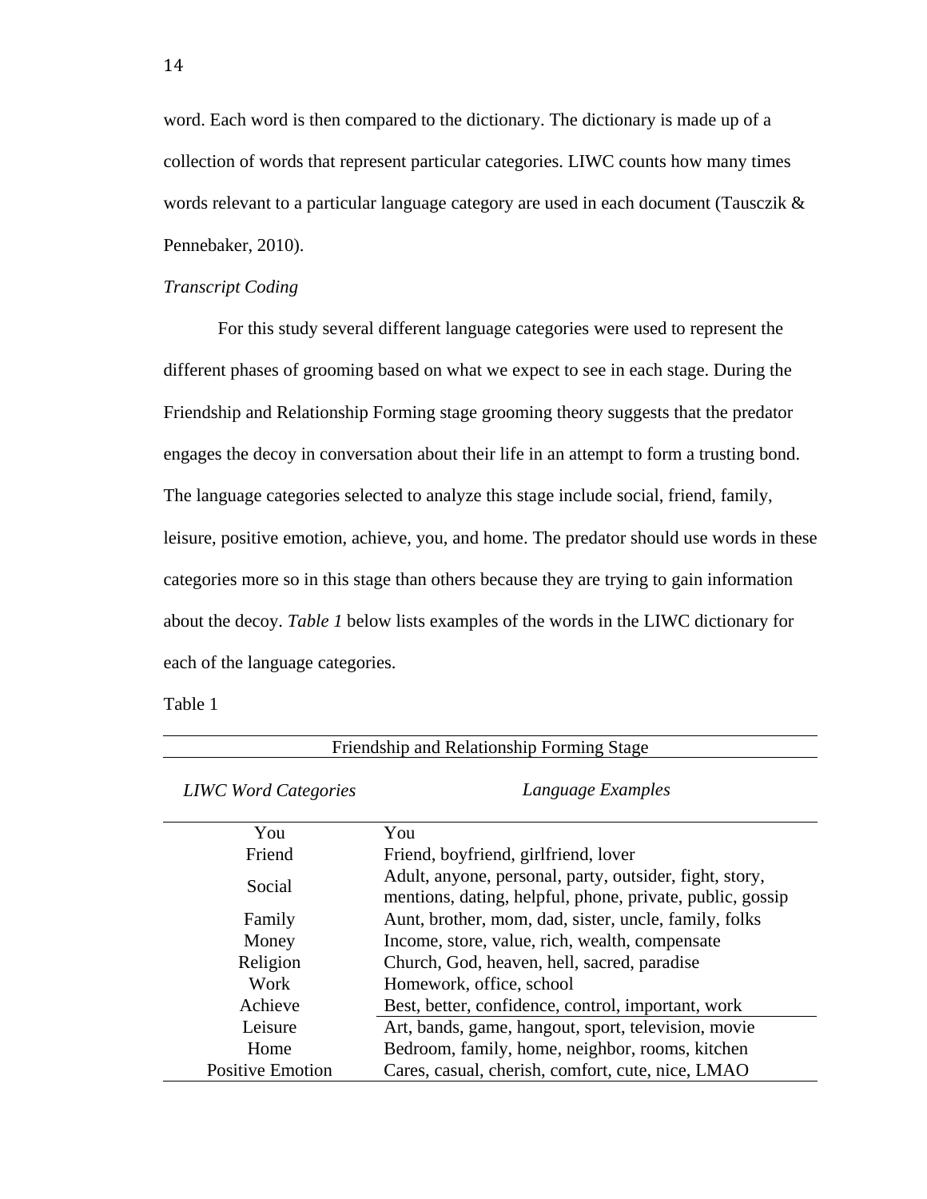word. Each word is then compared to the dictionary. The dictionary is made up of a collection of words that represent particular categories. LIWC counts how many times words relevant to a particular language category are used in each document (Tausczik & Pennebaker, 2010).

*Transcript Coding*

For this study several different language categories were used to represent the different phases of grooming based on what we expect to see in each stage. During the Friendship and Relationship Forming stage grooming theory suggests that the predator engages the decoy in conversation about their life in an attempt to form a trusting bond. The language categories selected to analyze this stage include social, friend, family, leisure, positive emotion, achieve, you, and home. The predator should use words in these categories more so in this stage than others because they are trying to gain information about the decoy. *Table 1* below lists examples of the words in the LIWC dictionary for each of the language categories.

Table 1

| Friendship and Relationship Forming Stage | |
|---|---|
| *LIWC Word Categories* | *Language Examples* |
| You | You |
| Friend | Friend, boyfriend, girlfriend, lover |
| Social | Adult, anyone, personal, party, outsider, fight, story, mentions, dating, helpful, phone, private, public, gossip |
| Family | Aunt, brother, mom, dad, sister, uncle, family, folks |
| Money | Income, store, value, rich, wealth, compensate |
| Religion | Church, God, heaven, hell, sacred, paradise |
| Work | Homework, office, school |
| Achieve | Best, better, confidence, control, important, work |
| Leisure | Art, bands, game, hangout, sport, television, movie |
| Home | Bedroom, family, home, neighbor, rooms, kitchen |
| Positive Emotion | Cares, casual, cherish, comfort, cute, nice, LMAO |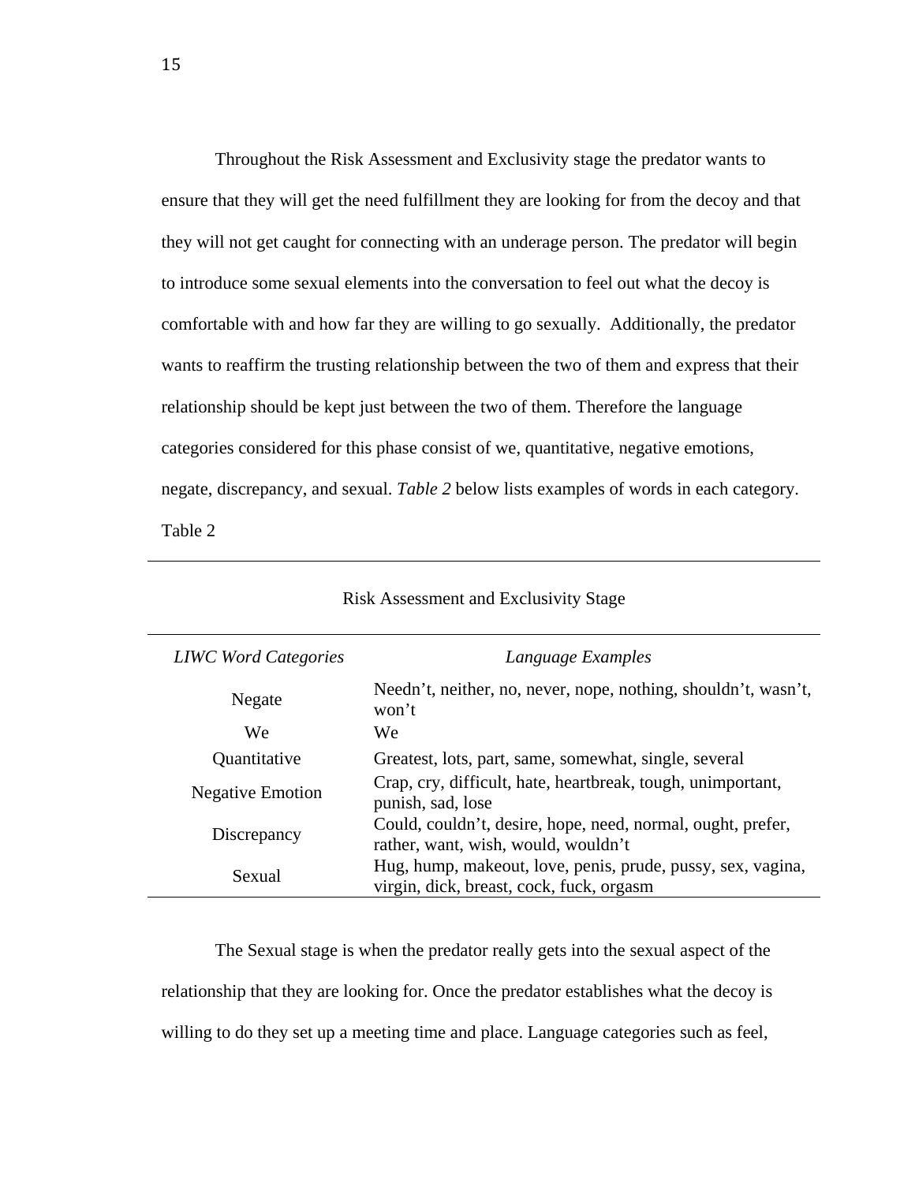Throughout the Risk Assessment and Exclusivity stage the predator wants to ensure that they will get the need fulfillment they are looking for from the decoy and that they will not get caught for connecting with an underage person. The predator will begin to introduce some sexual elements into the conversation to feel out what the decoy is comfortable with and how far they are willing to go sexually. Additionally, the predator wants to reaffirm the trusting relationship between the two of them and express that their relationship should be kept just between the two of them. Therefore the language categories considered for this phase consist of we, quantitative, negative emotions, negate, discrepancy, and sexual. *Table 2* below lists examples of words in each category.

Table 2

Risk Assessment and Exclusivity Stage

| *LIWC Word Categories* | *Language Examples* |
|---|---|
| Negate | Needn’t, neither, no, never, nope, nothing, shouldn’t, wasn’t, won’t |
| We | We |
| Quantitative | Greatest, lots, part, same, somewhat, single, several |
| Negative Emotion | Crap, cry, difficult, hate, heartbreak, tough, unimportant, punish, sad, lose |
| Discrepancy | Could, couldn’t, desire, hope, need, normal, ought, prefer, rather, want, wish, would, wouldn’t |
| Sexual | Hug, hump, makeout, love, penis, prude, pussy, sex, vagina, virgin, dick, breast, cock, fuck, orgasm |

The Sexual stage is when the predator really gets into the sexual aspect of the relationship that they are looking for. Once the predator establishes what the decoy is willing to do they set up a meeting time and place. Language categories such as feel,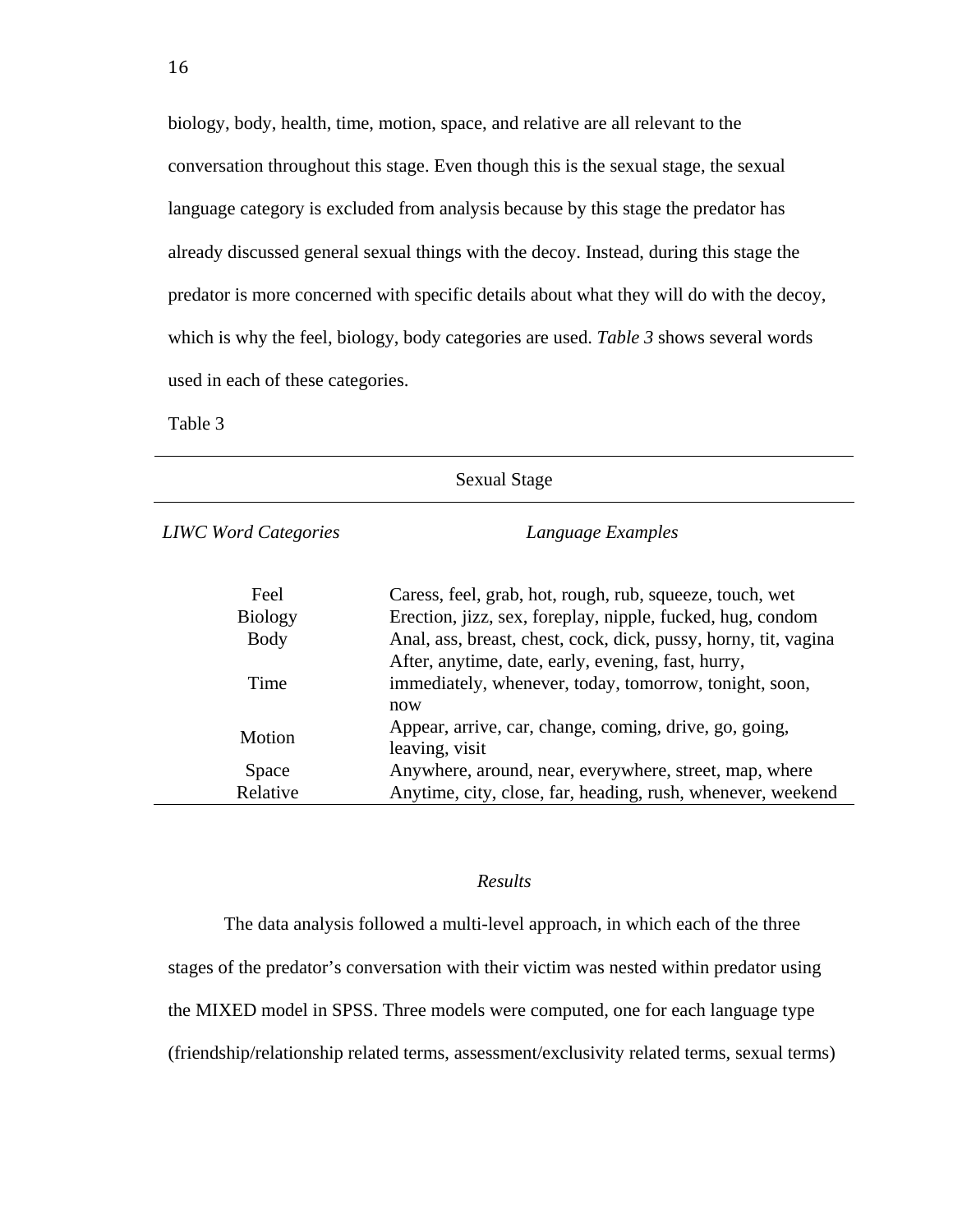biology, body, health, time, motion, space, and relative are all relevant to the conversation throughout this stage. Even though this is the sexual stage, the sexual language category is excluded from analysis because by this stage the predator has already discussed general sexual things with the decoy. Instead, during this stage the predator is more concerned with specific details about what they will do with the decoy, which is why the feel, biology, body categories are used. *Table 3* shows several words used in each of these categories.

Table 3

| Sexual Stage | |
|---|---|
| *LIWC Word Categories* | *Language Examples* |
| Feel | Caress, feel, grab, hot, rough, rub, squeeze, touch, wet |
| Biology | Erection, jizz, sex, foreplay, nipple, fucked, hug, condom |
| Body | Anal, ass, breast, chest, cock, dick, pussy, horny, tit, vagina |
| Time | After, anytime, date, early, evening, fast, hurry, immediately, whenever, today, tomorrow, tonight, soon, now |
| Motion | Appear, arrive, car, change, coming, drive, go, going, leaving, visit |
| Space | Anywhere, around, near, everywhere, street, map, where |
| Relative | Anytime, city, close, far, heading, rush, whenever, weekend |

*Results*

The data analysis followed a multi-level approach, in which each of the three stages of the predator's conversation with their victim was nested within predator using the MIXED model in SPSS. Three models were computed, one for each language type (friendship/relationship related terms, assessment/exclusivity related terms, sexual terms)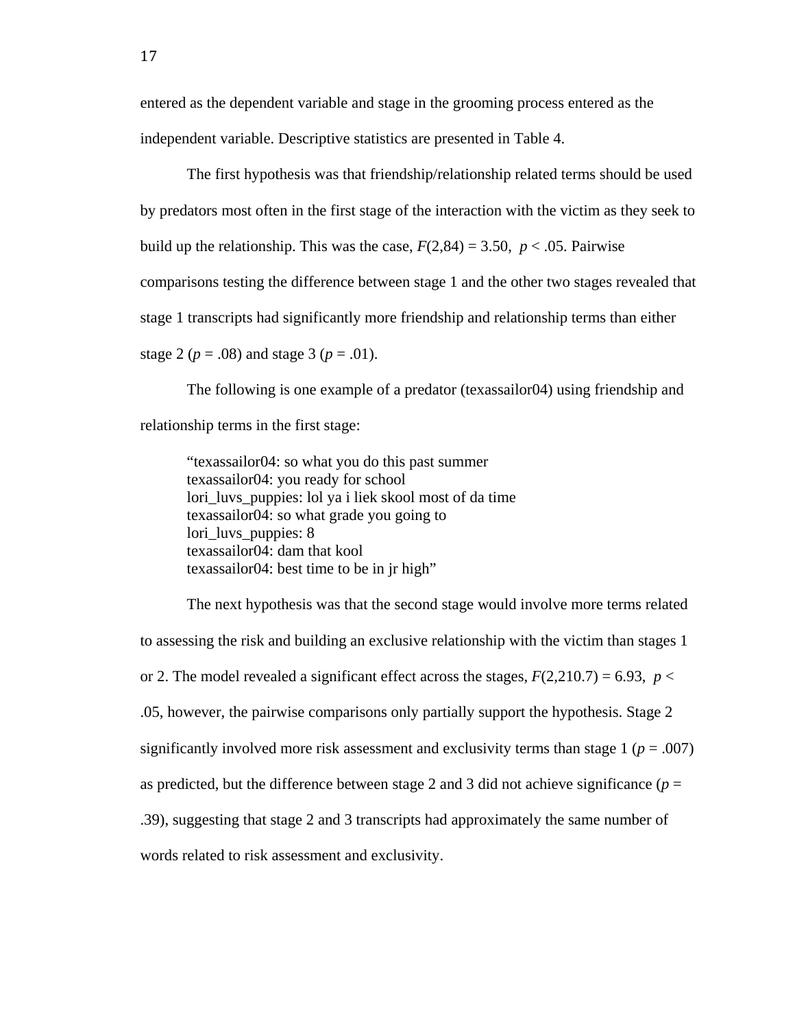entered as the dependent variable and stage in the grooming process entered as the independent variable. Descriptive statistics are presented in Table 4.

The first hypothesis was that friendship/relationship related terms should be used by predators most often in the first stage of the interaction with the victim as they seek to build up the relationship. This was the case, $F(2,84) = 3.50$, $p < .05$. Pairwise comparisons testing the difference between stage 1 and the other two stages revealed that stage 1 transcripts had significantly more friendship and relationship terms than either stage 2 ($p = .08$) and stage 3 ($p = .01$).

The following is one example of a predator (texassailor04) using friendship and relationship terms in the first stage:

> "texassailor04: so what you do this past summer
> texassailor04: you ready for school
> lori_luvs_puppies: lol ya i liek skool most of da time
> texassailor04: so what grade you going to
> lori_luvs_puppies: 8
> texassailor04: dam that kool
> texassailor04: best time to be in jr high"

The next hypothesis was that the second stage would involve more terms related to assessing the risk and building an exclusive relationship with the victim than stages 1 or 2. The model revealed a significant effect across the stages, $F(2,210.7) = 6.93$, $p < .05$, however, the pairwise comparisons only partially support the hypothesis. Stage 2 significantly involved more risk assessment and exclusivity terms than stage 1 ($p = .007$) as predicted, but the difference between stage 2 and 3 did not achieve significance ($p = .39$), suggesting that stage 2 and 3 transcripts had approximately the same number of words related to risk assessment and exclusivity.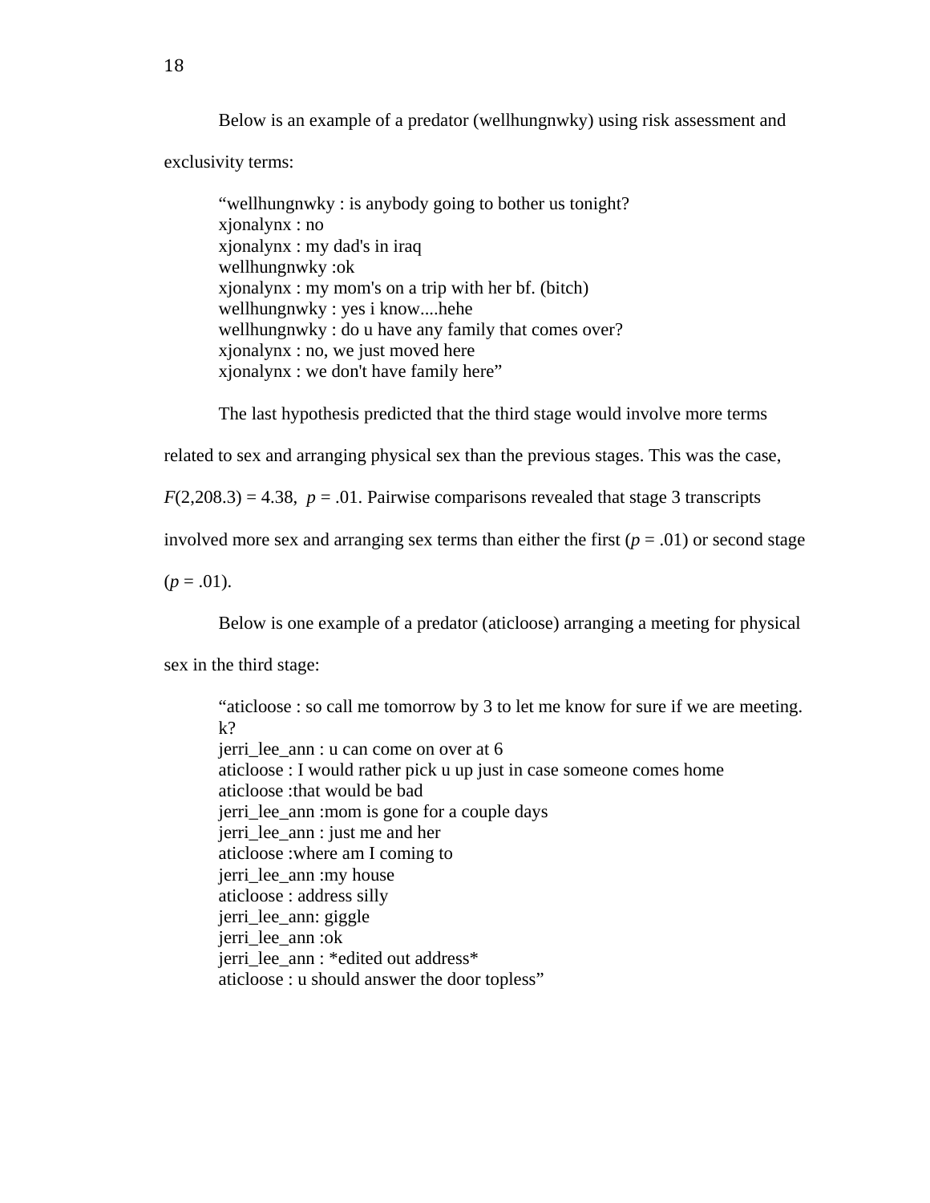Below is an example of a predator (wellhungnwky) using risk assessment and exclusivity terms:

> "wellhungnwky : is anybody going to bother us tonight?
> xjonalynx : no
> xjonalynx : my dad's in iraq
> wellhungnwky :ok
> xjonalynx : my mom's on a trip with her bf. (bitch)
> wellhungnwky : yes i know....hehe
> wellhungnwky : do u have any family that comes over?
> xjonalynx : no, we just moved here
> xjonalynx : we don't have family here"

The last hypothesis predicted that the third stage would involve more terms related to sex and arranging physical sex than the previous stages. This was the case, $F(2,208.3) = 4.38$, $p = .01$. Pairwise comparisons revealed that stage 3 transcripts involved more sex and arranging sex terms than either the first ($p = .01$) or second stage ($p = .01$).

Below is one example of a predator (aticloose) arranging a meeting for physical sex in the third stage:

> "aticloose : so call me tomorrow by 3 to let me know for sure if we are meeting. k?
> jerri_lee_ann : u can come on over at 6
> aticloose : I would rather pick u up just in case someone comes home
> aticloose :that would be bad
> jerri_lee_ann :mom is gone for a couple days
> jerri_lee_ann : just me and her
> aticloose :where am I coming to
> jerri_lee_ann :my house
> aticloose : address silly
> jerri_lee_ann: giggle
> jerri_lee_ann :ok
> jerri_lee_ann : *edited out address*
> aticloose : u should answer the door topless"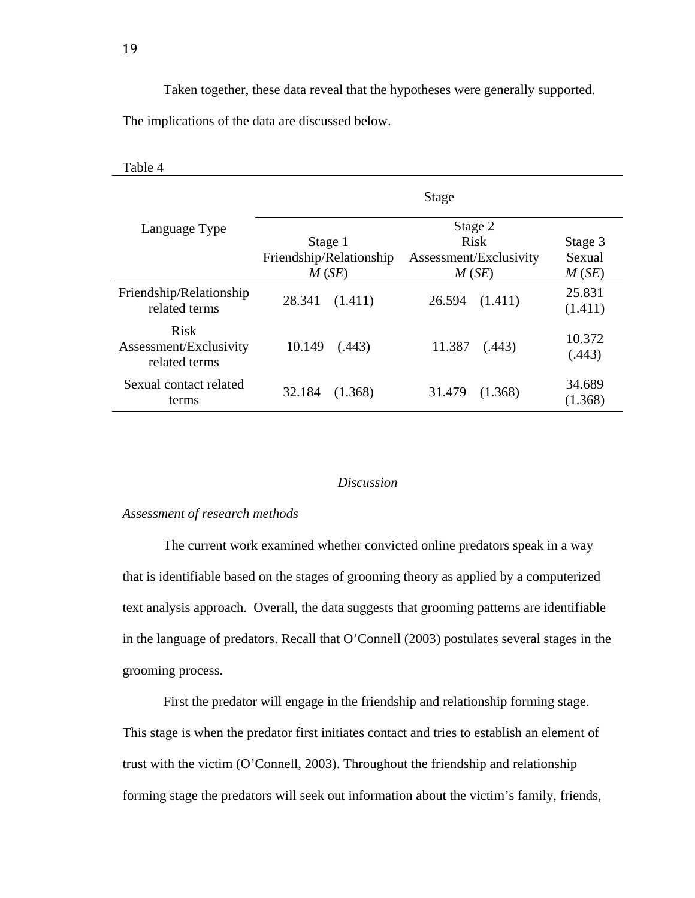Taken together, these data reveal that the hypotheses were generally supported. The implications of the data are discussed below.

Table 4

| Language Type | Stage | | |
|---|---|---|---|
| | Stage 1 Friendship/Relationship *M* (*SE*) | Stage 2 Risk Assessment/Exclusivity *M* (*SE*) | Stage 3 Sexual *M* (*SE*) |
| Friendship/Relationship related terms | 28.341 (1.411) | 26.594 (1.411) | 25.831 (1.411) |
| Risk Assessment/Exclusivity related terms | 10.149 (.443) | 11.387 (.443) | 10.372 (.443) |
| Sexual contact related terms | 32.184 (1.368) | 31.479 (1.368) | 34.689 (1.368) |

## *Discussion*

### *Assessment of research methods*

The current work examined whether convicted online predators speak in a way that is identifiable based on the stages of grooming theory as applied by a computerized text analysis approach. Overall, the data suggests that grooming patterns are identifiable in the language of predators. Recall that O'Connell (2003) postulates several stages in the grooming process.

First the predator will engage in the friendship and relationship forming stage. This stage is when the predator first initiates contact and tries to establish an element of trust with the victim (O'Connell, 2003). Throughout the friendship and relationship forming stage the predators will seek out information about the victim's family, friends,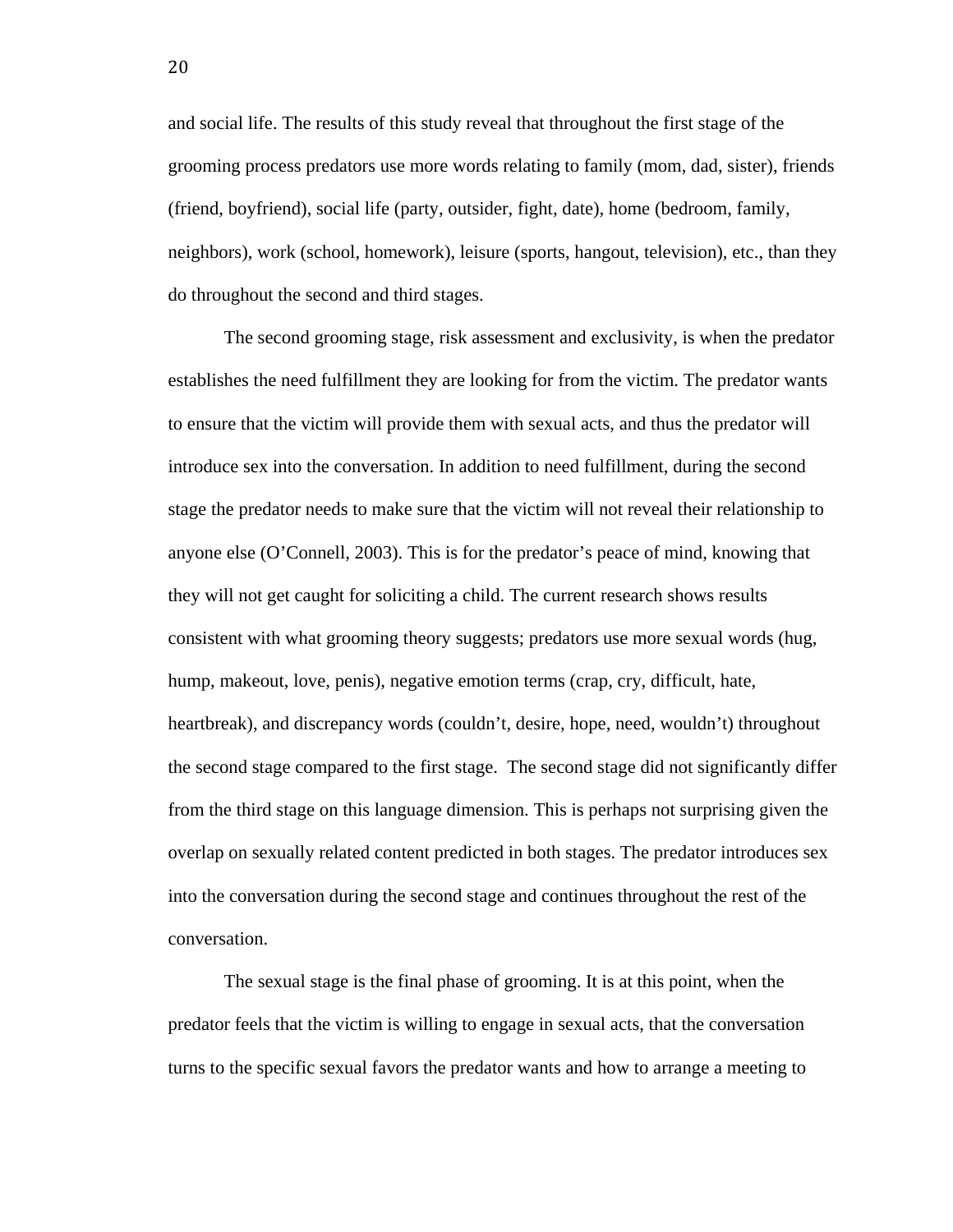and social life. The results of this study reveal that throughout the first stage of the grooming process predators use more words relating to family (mom, dad, sister), friends (friend, boyfriend), social life (party, outsider, fight, date), home (bedroom, family, neighbors), work (school, homework), leisure (sports, hangout, television), etc., than they do throughout the second and third stages.

The second grooming stage, risk assessment and exclusivity, is when the predator establishes the need fulfillment they are looking for from the victim. The predator wants to ensure that the victim will provide them with sexual acts, and thus the predator will introduce sex into the conversation. In addition to need fulfillment, during the second stage the predator needs to make sure that the victim will not reveal their relationship to anyone else (O'Connell, 2003). This is for the predator's peace of mind, knowing that they will not get caught for soliciting a child. The current research shows results consistent with what grooming theory suggests; predators use more sexual words (hug, hump, makeout, love, penis), negative emotion terms (crap, cry, difficult, hate, heartbreak), and discrepancy words (couldn't, desire, hope, need, wouldn't) throughout the second stage compared to the first stage. The second stage did not significantly differ from the third stage on this language dimension. This is perhaps not surprising given the overlap on sexually related content predicted in both stages. The predator introduces sex into the conversation during the second stage and continues throughout the rest of the conversation.

The sexual stage is the final phase of grooming. It is at this point, when the predator feels that the victim is willing to engage in sexual acts, that the conversation turns to the specific sexual favors the predator wants and how to arrange a meeting to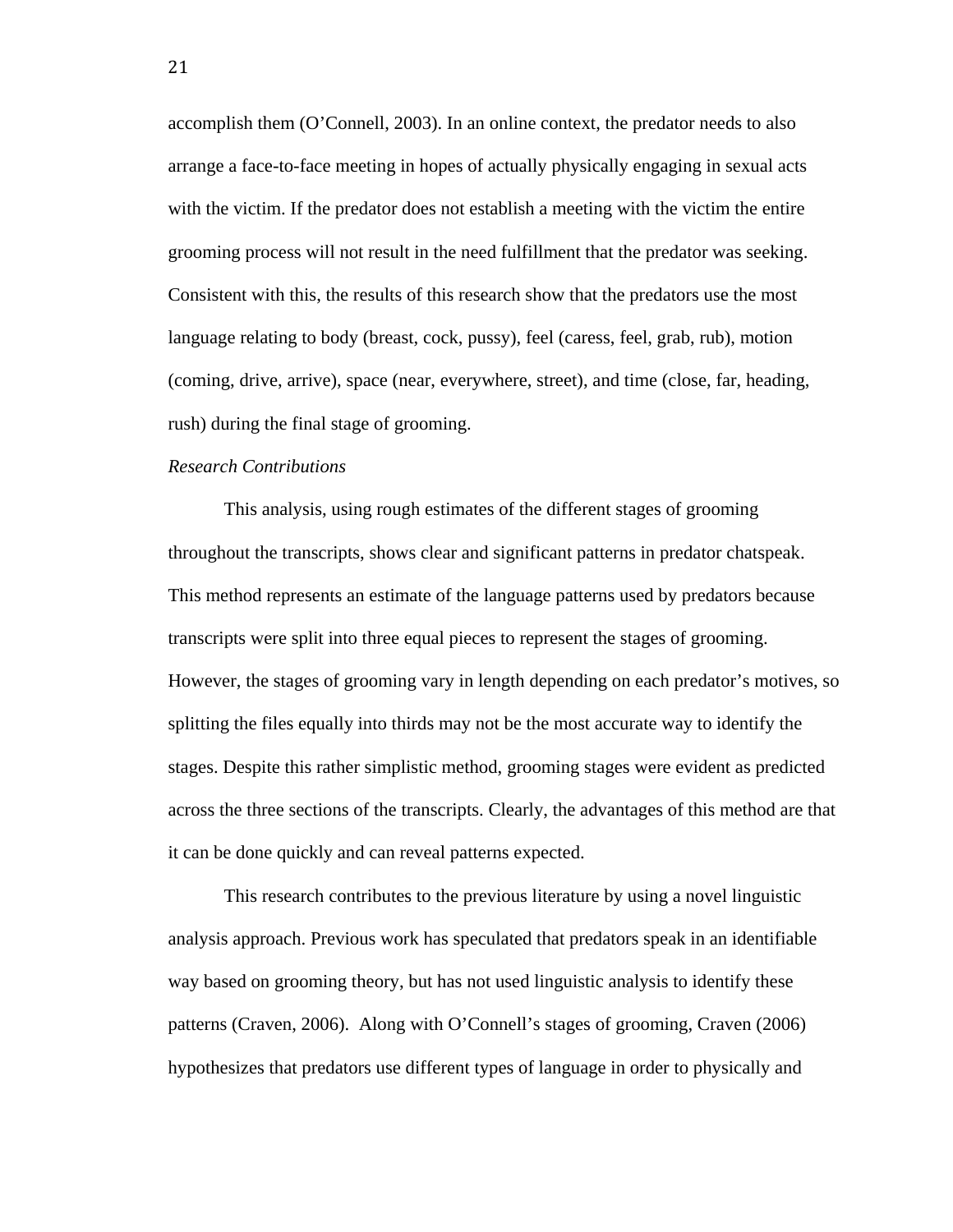accomplish them (O'Connell, 2003). In an online context, the predator needs to also arrange a face-to-face meeting in hopes of actually physically engaging in sexual acts with the victim. If the predator does not establish a meeting with the victim the entire grooming process will not result in the need fulfillment that the predator was seeking. Consistent with this, the results of this research show that the predators use the most language relating to body (breast, cock, pussy), feel (caress, feel, grab, rub), motion (coming, drive, arrive), space (near, everywhere, street), and time (close, far, heading, rush) during the final stage of grooming.

*Research Contributions*

This analysis, using rough estimates of the different stages of grooming throughout the transcripts, shows clear and significant patterns in predator chatspeak. This method represents an estimate of the language patterns used by predators because transcripts were split into three equal pieces to represent the stages of grooming. However, the stages of grooming vary in length depending on each predator's motives, so splitting the files equally into thirds may not be the most accurate way to identify the stages. Despite this rather simplistic method, grooming stages were evident as predicted across the three sections of the transcripts. Clearly, the advantages of this method are that it can be done quickly and can reveal patterns expected.

This research contributes to the previous literature by using a novel linguistic analysis approach. Previous work has speculated that predators speak in an identifiable way based on grooming theory, but has not used linguistic analysis to identify these patterns (Craven, 2006). Along with O'Connell's stages of grooming, Craven (2006) hypothesizes that predators use different types of language in order to physically and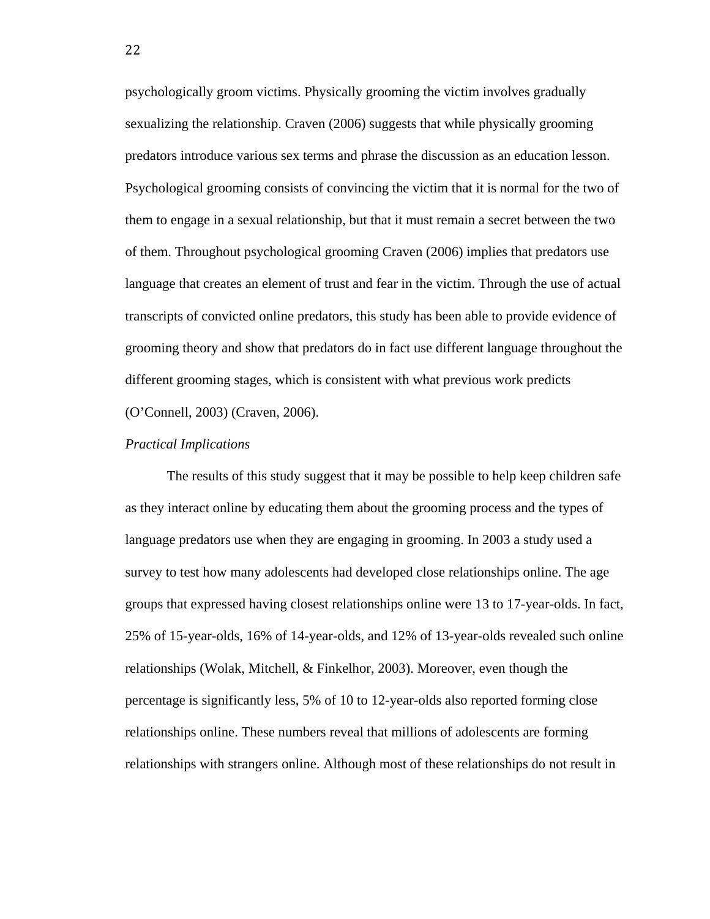psychologically groom victims. Physically grooming the victim involves gradually sexualizing the relationship. Craven (2006) suggests that while physically grooming predators introduce various sex terms and phrase the discussion as an education lesson. Psychological grooming consists of convincing the victim that it is normal for the two of them to engage in a sexual relationship, but that it must remain a secret between the two of them. Throughout psychological grooming Craven (2006) implies that predators use language that creates an element of trust and fear in the victim. Through the use of actual transcripts of convicted online predators, this study has been able to provide evidence of grooming theory and show that predators do in fact use different language throughout the different grooming stages, which is consistent with what previous work predicts (O'Connell, 2003) (Craven, 2006).

*Practical Implications*

The results of this study suggest that it may be possible to help keep children safe as they interact online by educating them about the grooming process and the types of language predators use when they are engaging in grooming. In 2003 a study used a survey to test how many adolescents had developed close relationships online. The age groups that expressed having closest relationships online were 13 to 17-year-olds. In fact, 25% of 15-year-olds, 16% of 14-year-olds, and 12% of 13-year-olds revealed such online relationships (Wolak, Mitchell, & Finkelhor, 2003). Moreover, even though the percentage is significantly less, 5% of 10 to 12-year-olds also reported forming close relationships online. These numbers reveal that millions of adolescents are forming relationships with strangers online. Although most of these relationships do not result in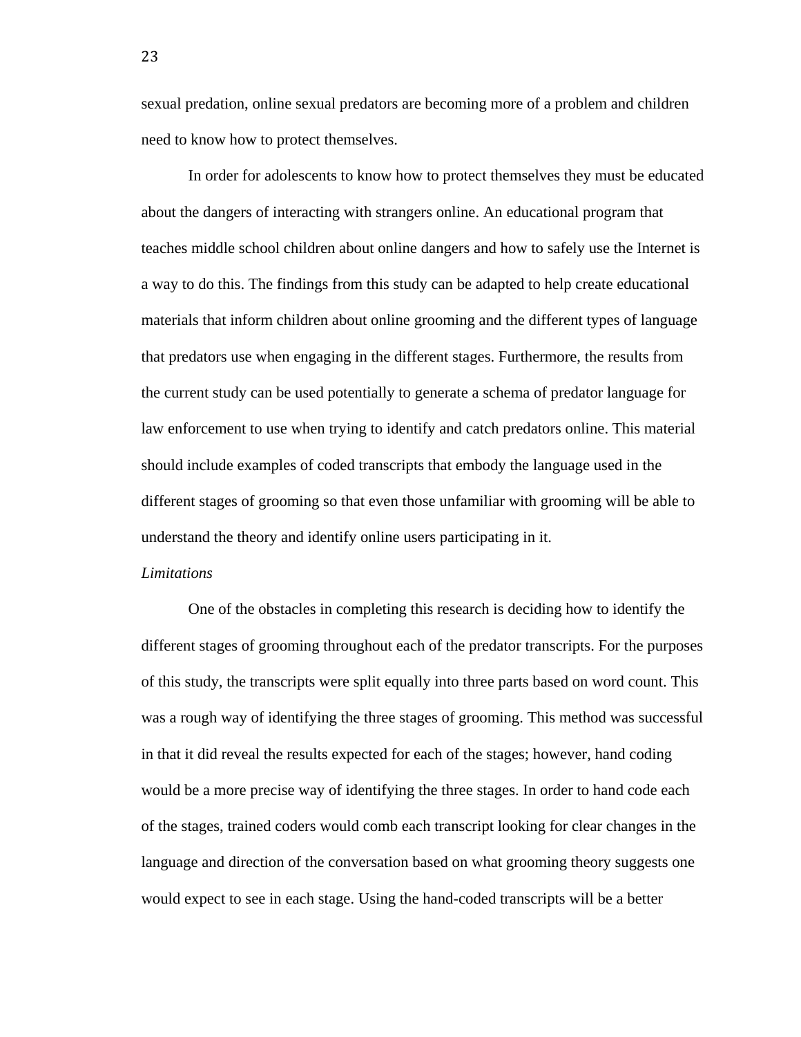sexual predation, online sexual predators are becoming more of a problem and children need to know how to protect themselves.

In order for adolescents to know how to protect themselves they must be educated about the dangers of interacting with strangers online. An educational program that teaches middle school children about online dangers and how to safely use the Internet is a way to do this. The findings from this study can be adapted to help create educational materials that inform children about online grooming and the different types of language that predators use when engaging in the different stages. Furthermore, the results from the current study can be used potentially to generate a schema of predator language for law enforcement to use when trying to identify and catch predators online. This material should include examples of coded transcripts that embody the language used in the different stages of grooming so that even those unfamiliar with grooming will be able to understand the theory and identify online users participating in it.

*Limitations*

One of the obstacles in completing this research is deciding how to identify the different stages of grooming throughout each of the predator transcripts. For the purposes of this study, the transcripts were split equally into three parts based on word count. This was a rough way of identifying the three stages of grooming. This method was successful in that it did reveal the results expected for each of the stages; however, hand coding would be a more precise way of identifying the three stages. In order to hand code each of the stages, trained coders would comb each transcript looking for clear changes in the language and direction of the conversation based on what grooming theory suggests one would expect to see in each stage. Using the hand-coded transcripts will be a better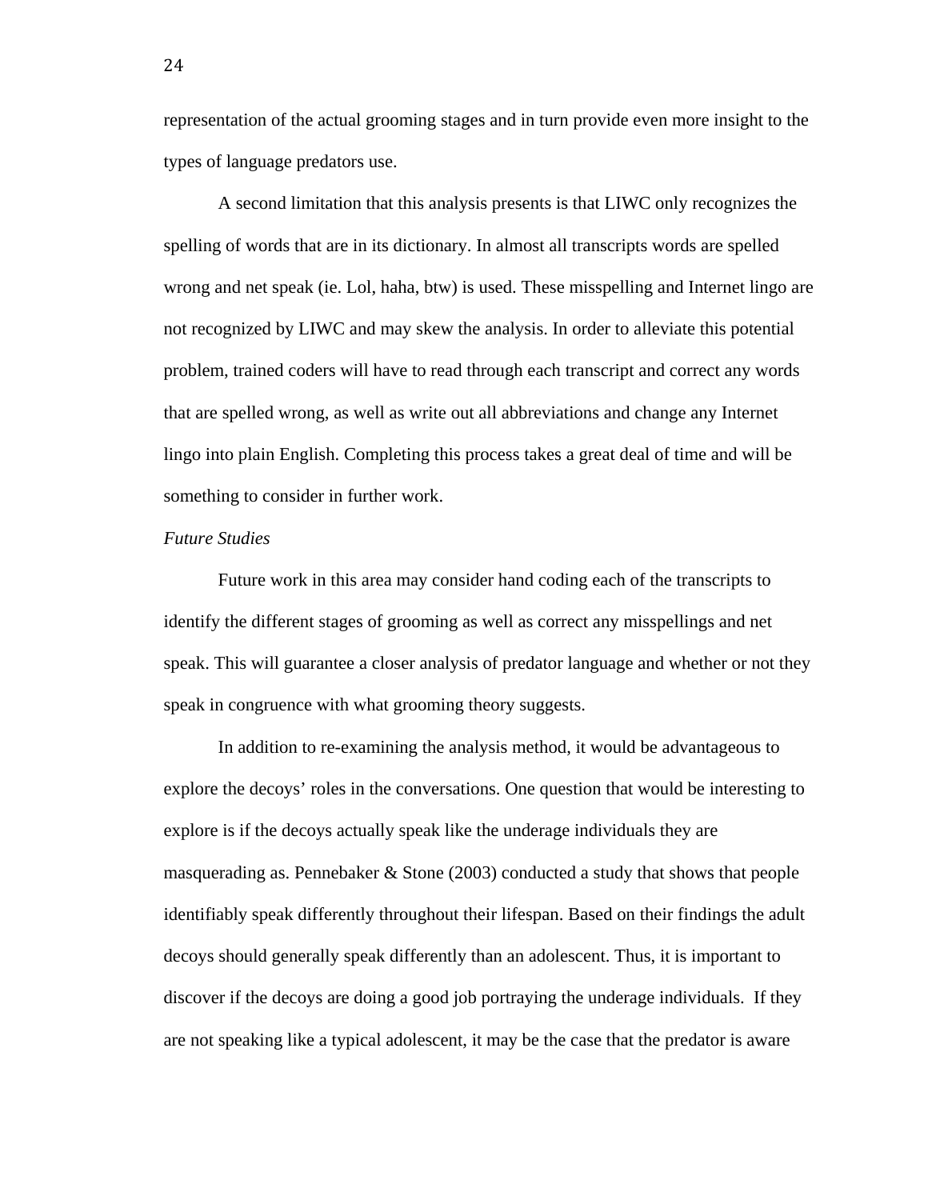representation of the actual grooming stages and in turn provide even more insight to the types of language predators use.

A second limitation that this analysis presents is that LIWC only recognizes the spelling of words that are in its dictionary. In almost all transcripts words are spelled wrong and net speak (ie. Lol, haha, btw) is used. These misspelling and Internet lingo are not recognized by LIWC and may skew the analysis. In order to alleviate this potential problem, trained coders will have to read through each transcript and correct any words that are spelled wrong, as well as write out all abbreviations and change any Internet lingo into plain English. Completing this process takes a great deal of time and will be something to consider in further work.

*Future Studies*

Future work in this area may consider hand coding each of the transcripts to identify the different stages of grooming as well as correct any misspellings and net speak. This will guarantee a closer analysis of predator language and whether or not they speak in congruence with what grooming theory suggests.

In addition to re-examining the analysis method, it would be advantageous to explore the decoys' roles in the conversations. One question that would be interesting to explore is if the decoys actually speak like the underage individuals they are masquerading as. Pennebaker & Stone (2003) conducted a study that shows that people identifiably speak differently throughout their lifespan. Based on their findings the adult decoys should generally speak differently than an adolescent. Thus, it is important to discover if the decoys are doing a good job portraying the underage individuals. If they are not speaking like a typical adolescent, it may be the case that the predator is aware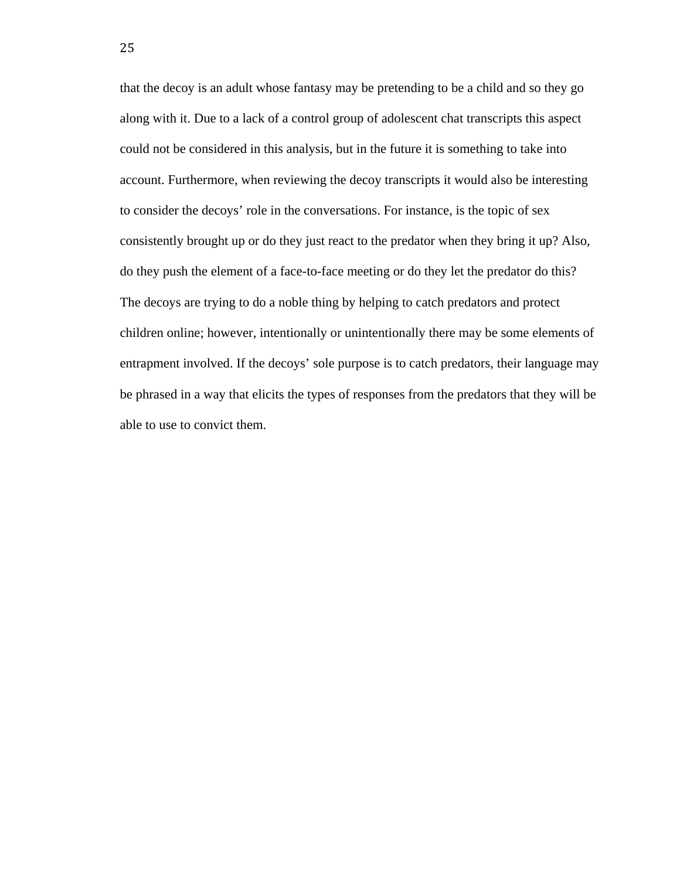that the decoy is an adult whose fantasy may be pretending to be a child and so they go along with it. Due to a lack of a control group of adolescent chat transcripts this aspect could not be considered in this analysis, but in the future it is something to take into account. Furthermore, when reviewing the decoy transcripts it would also be interesting to consider the decoys' role in the conversations. For instance, is the topic of sex consistently brought up or do they just react to the predator when they bring it up? Also, do they push the element of a face-to-face meeting or do they let the predator do this? The decoys are trying to do a noble thing by helping to catch predators and protect children online; however, intentionally or unintentionally there may be some elements of entrapment involved. If the decoys' sole purpose is to catch predators, their language may be phrased in a way that elicits the types of responses from the predators that they will be able to use to convict them.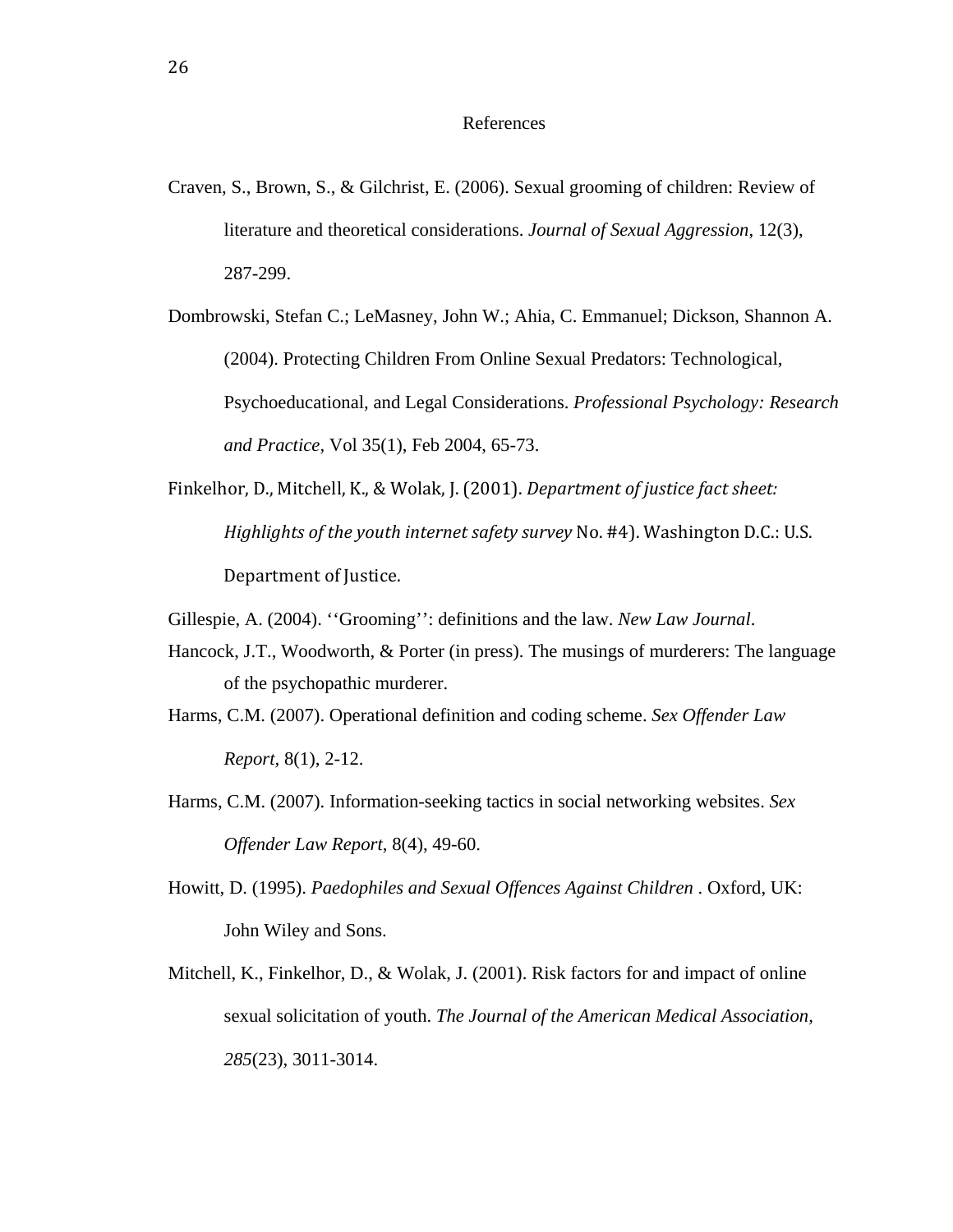# References

Craven, S., Brown, S., & Gilchrist, E. (2006). Sexual grooming of children: Review of literature and theoretical considerations. *Journal of Sexual Aggression*, 12(3), 287-299.

Dombrowski, Stefan C.; LeMasney, John W.; Ahia, C. Emmanuel; Dickson, Shannon A. (2004). Protecting Children From Online Sexual Predators: Technological, Psychoeducational, and Legal Considerations. *Professional Psychology: Research and Practice*, Vol 35(1), Feb 2004, 65-73.

Finkelhor, D., Mitchell, K., & Wolak, J. (2001). *Department of justice fact sheet: Highlights of the youth internet safety survey* No. #4). Washington D.C.: U.S. Department of Justice.

Gillespie, A. (2004). ''Grooming'': definitions and the law. *New Law Journal*.

Hancock, J.T., Woodworth, & Porter (in press). The musings of murderers: The language of the psychopathic murderer.

Harms, C.M. (2007). Operational definition and coding scheme. *Sex Offender Law Report*, 8(1), 2-12.

Harms, C.M. (2007). Information-seeking tactics in social networking websites. *Sex Offender Law Report*, 8(4), 49-60.

Howitt, D. (1995). *Paedophiles and Sexual Offences Against Children* . Oxford, UK: John Wiley and Sons.

Mitchell, K., Finkelhor, D., & Wolak, J. (2001). Risk factors for and impact of online sexual solicitation of youth. *The Journal of the American Medical Association*, *285*(23), 3011-3014.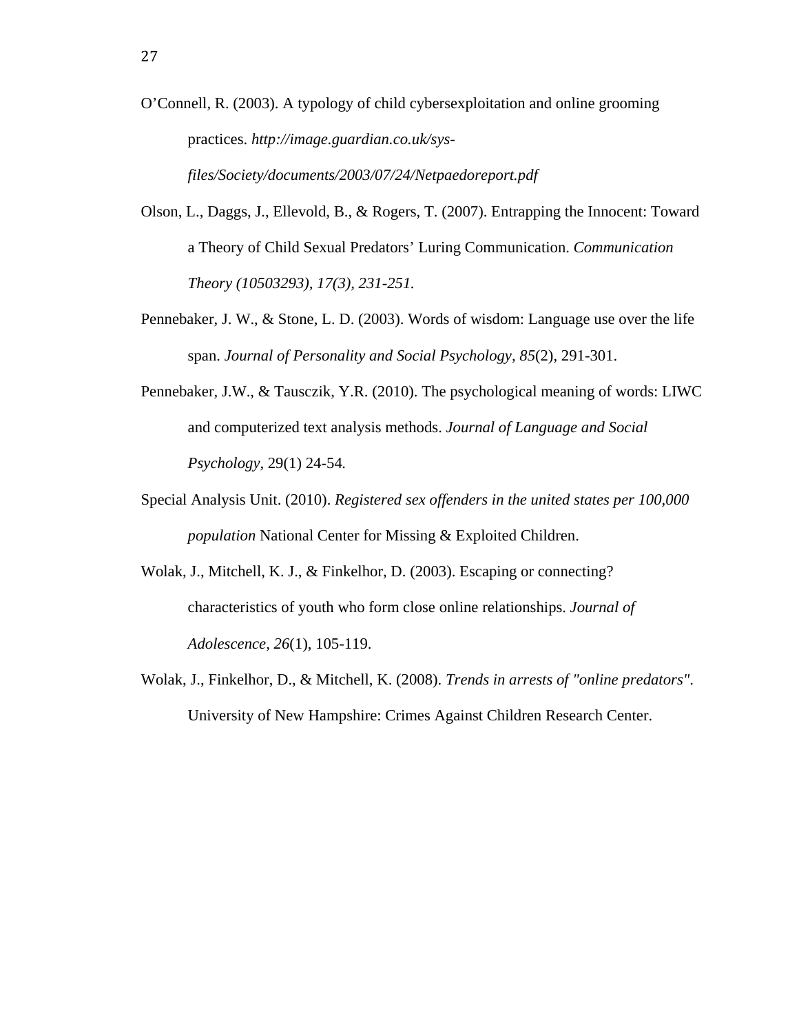O'Connell, R. (2003). A typology of child cybersexploitation and online grooming practices. *http://image.guardian.co.uk/sys-files/Society/documents/2003/07/24/Netpaedoreport.pdf*

Olson, L., Daggs, J., Ellevold, B., & Rogers, T. (2007). Entrapping the Innocent: Toward a Theory of Child Sexual Predators' Luring Communication. *Communication Theory (10503293), 17(3), 231-251.*

Pennebaker, J. W., & Stone, L. D. (2003). Words of wisdom: Language use over the life span. *Journal of Personality and Social Psychology, 85*(2), 291-301.

Pennebaker, J.W., & Tausczik, Y.R. (2010). The psychological meaning of words: LIWC and computerized text analysis methods. *Journal of Language and Social Psychology*, 29(1) 24-54*.*

Special Analysis Unit. (2010). *Registered sex offenders in the united states per 100,000 population* National Center for Missing & Exploited Children.

Wolak, J., Mitchell, K. J., & Finkelhor, D. (2003). Escaping or connecting? characteristics of youth who form close online relationships. *Journal of Adolescence, 26*(1), 105-119.

Wolak, J., Finkelhor, D., & Mitchell, K. (2008). *Trends in arrests of "online predators"*. University of New Hampshire: Crimes Against Children Research Center.